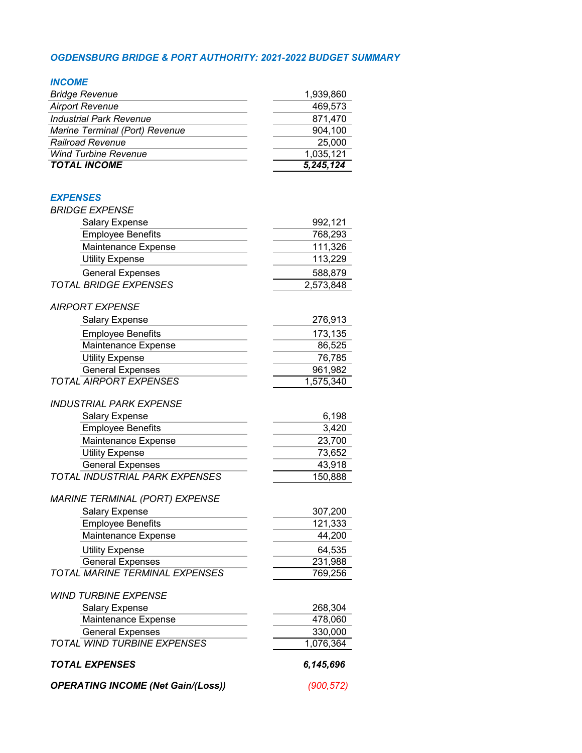# *OGDENSBURG BRIDGE & PORT AUTHORITY: 2021-2022 BUDGET SUMMARY*

## *INCOME*

| | |
|---|---:|
| *Bridge Revenue* | 1,939,860 |
| *Airport Revenue* | 469,573 |
| *Industrial Park Revenue* | 871,470 |
| *Marine Terminal (Port) Revenue* | 904,100 |
| *Railroad Revenue* | 25,000 |
| *Wind Turbine Revenue* | 1,035,121 |
| ***TOTAL INCOME*** | ***5,245,124*** |

## *EXPENSES*

| | |
|---|---:|
| *BRIDGE EXPENSE* | |
| Salary Expense | 992,121 |
| Employee Benefits | 768,293 |
| Maintenance Expense | 111,326 |
| Utility Expense | 113,229 |
| General Expenses | 588,879 |
| *TOTAL BRIDGE EXPENSES* | 2,573,848 |
| | |
| *AIRPORT EXPENSE* | |
| Salary Expense | 276,913 |
| Employee Benefits | 173,135 |
| Maintenance Expense | 86,525 |
| Utility Expense | 76,785 |
| General Expenses | 961,982 |
| *TOTAL AIRPORT EXPENSES* | 1,575,340 |
| | |
| *INDUSTRIAL PARK EXPENSE* | |
| Salary Expense | 6,198 |
| Employee Benefits | 3,420 |
| Maintenance Expense | 23,700 |
| Utility Expense | 73,652 |
| General Expenses | 43,918 |
| *TOTAL INDUSTRIAL PARK EXPENSES* | 150,888 |
| | |
| *MARINE TERMINAL (PORT) EXPENSE* | |
| Salary Expense | 307,200 |
| Employee Benefits | 121,333 |
| Maintenance Expense | 44,200 |
| Utility Expense | 64,535 |
| General Expenses | 231,988 |
| *TOTAL MARINE TERMINAL EXPENSES* | 769,256 |
| | |
| *WIND TURBINE EXPENSE* | |
| Salary Expense | 268,304 |
| Maintenance Expense | 478,060 |
| General Expenses | 330,000 |
| *TOTAL WIND TURBINE EXPENSES* | 1,076,364 |
| | |
| ***TOTAL EXPENSES*** | ***6,145,696*** |
| | |
| ***OPERATING INCOME (Net Gain/(Loss))*** | *(900,572)* |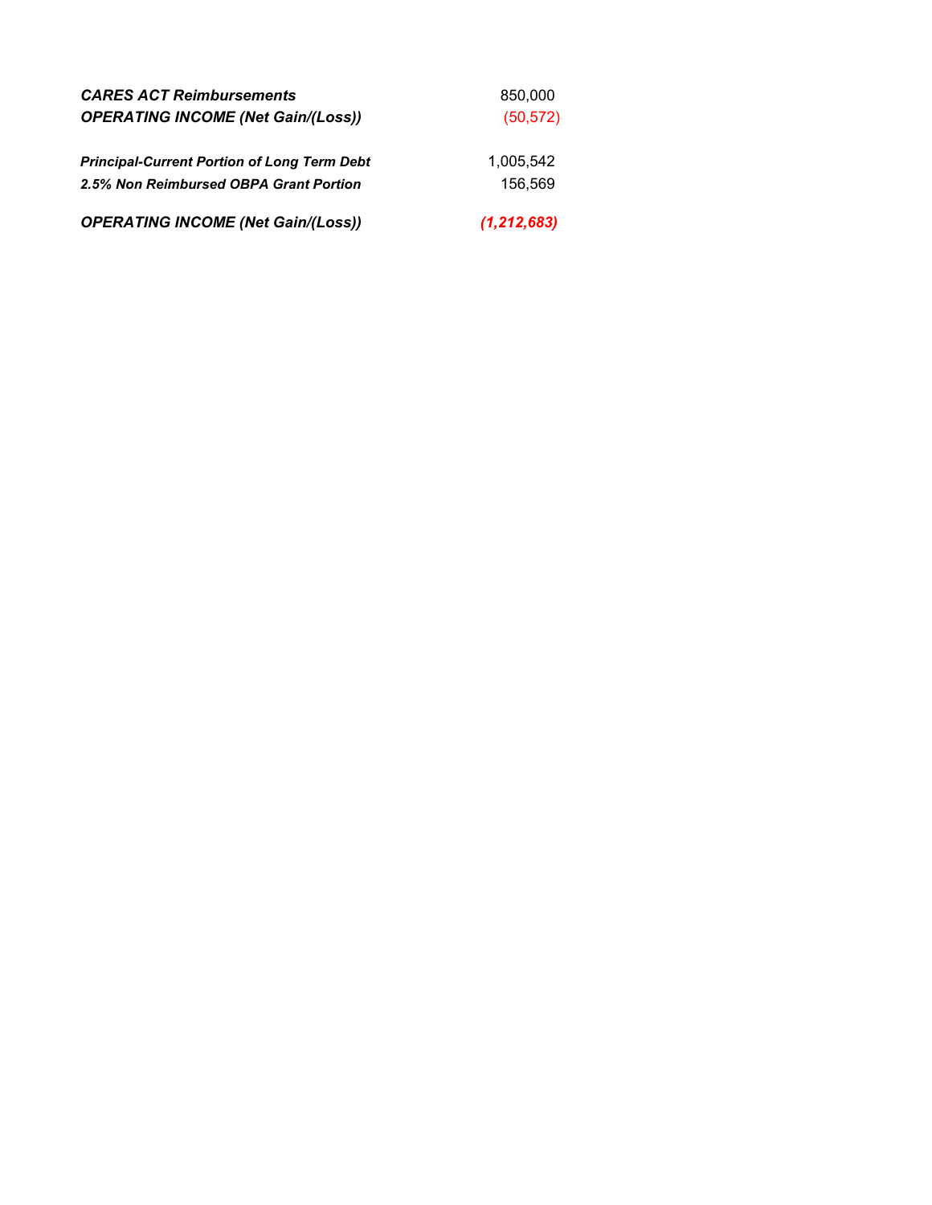| | |
|---|---|
| ***CARES ACT Reimbursements*** | 850,000 |
| ***OPERATING INCOME (Net Gain/(Loss))*** | (50,572) |
| | |
| ***Principal-Current Portion of Long Term Debt*** | 1,005,542 |
| ***2.5% Non Reimbursed OBPA Grant Portion*** | 156,569 |
| | |
| ***OPERATING INCOME (Net Gain/(Loss))*** | ***(1,212,683)*** |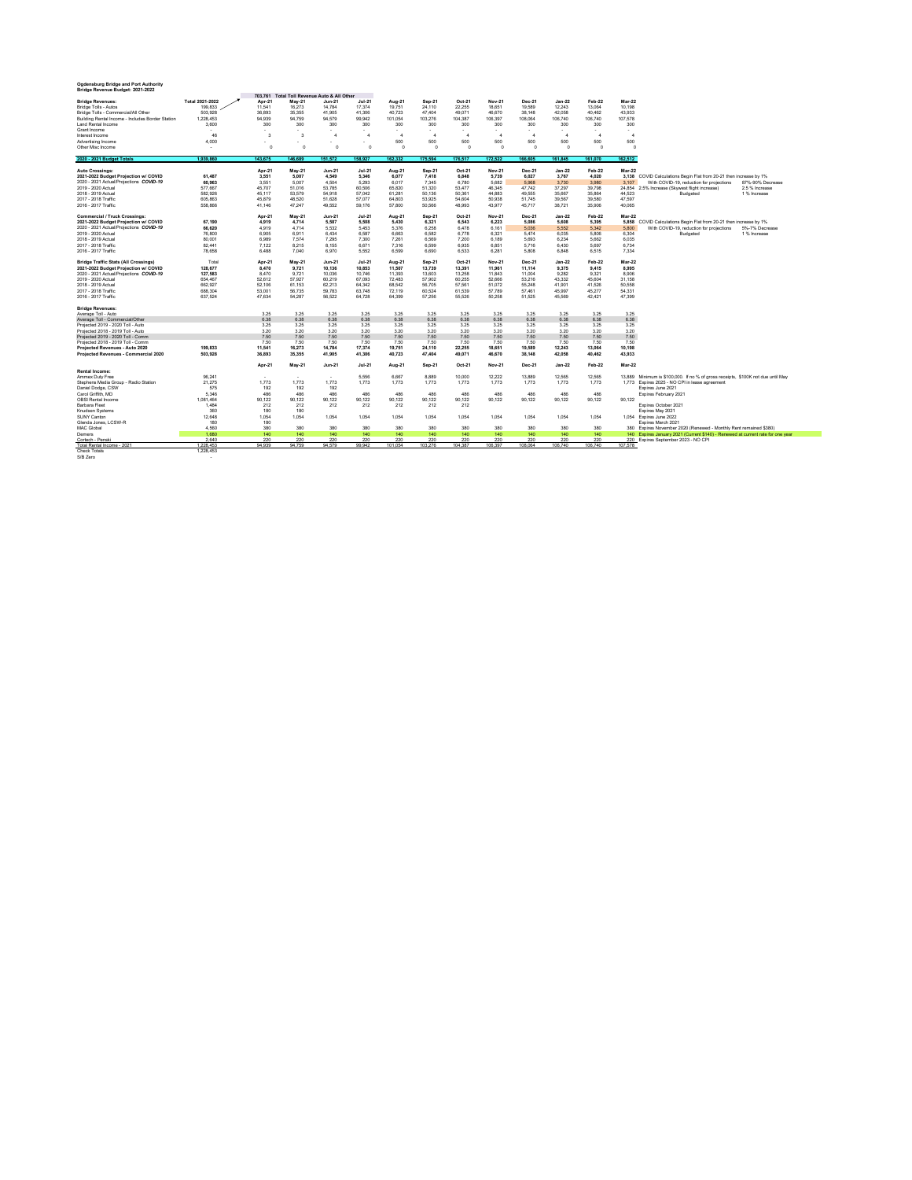**Ogdensburg Bridge and Port Authority**
**Bridge Revenue Budget: 2021-2022**

703,761 Total Toll Revenue Auto & All Other

| Bridge Revenues: | Total 2021-2022 | Apr-21 | May-21 | Jun-21 | Jul-21 | Aug-21 | Sep-21 | Oct-21 | Nov-21 | Dec-21 | Jan-22 | Feb-22 | Mar-22 | |
|---|---|---|---|---|---|---|---|---|---|---|---|---|---|---|
| Bridge Tolls - Autos | 199,833 | 11,541 | 16,273 | 14,784 | 17,374 | 19,751 | 24,110 | 22,255 | 18,651 | 19,589 | 12,243 | 13,064 | 10,198 | |
| Bridge Tolls - Commercial/All Other | 503,928 | 36,893 | 35,355 | 41,905 | 41,306 | 40,723 | 47,404 | 49,071 | 46,670 | 38,148 | 42,058 | 40,462 | 43,933 | |
| Building Rental Income - Includes Border Station | 1,228,453 | 94,939 | 94,759 | 94,579 | 99,942 | 101,054 | 103,276 | 104,387 | 106,397 | 108,064 | 106,740 | 106,740 | 107,578 | |
| Land Rental Income | 3,600 | 300 | 300 | 300 | 300 | 300 | 300 | 300 | 300 | 300 | 300 | 300 | 300 | |
| Grant Income | - | - | - | - | - | - | - | - | - | - | - | - | - | |
| Interest Income | 46 | 3 | 3 | 4 | 4 | 4 | 4 | 4 | 4 | 4 | 4 | 4 | 4 | |
| Advertising Income | 4,000 | - | - | - | - | 500 | 500 | 500 | 500 | 500 | 500 | 500 | 500 | |
| Other Misc Income | - | 0 | 0 | 0 | 0 | 0 | 0 | 0 | 0 | 0 | 0 | 0 | 0 | |
| **2020 - 2021 Budget Totals** | **1,939,860** | **143,675** | **146,689** | **151,572** | **158,927** | **162,332** | **175,594** | **176,517** | **172,522** | **166,605** | **161,845** | **161,070** | **162,512** | |
| | | | | | | | | | | | | | | |
| **Auto Crossings:** | | **Apr-21** | **May-21** | **Jun-21** | **Jul-21** | **Aug-21** | **Sep-21** | **Oct-21** | **Nov-21** | **Dec-21** | **Jan-22** | **Feb-22** | **Mar-22** | |
| **2021-2022 Budget Projection w/ COVID** | **61,487** | **3,551** | **5,007** | **4,549** | **5,346** | **6,077** | **7,418** | **6,848** | **5,739** | **6,027** | **3,767** | **4,020** | **3,138** | COVID Calculations Begin Flat from 20-21 then increase by 1% |
| 2020 - 2021 Actual/Projections **COVID-19** | 60,963 | 3,551 | 5,007 | 4,504 | 5,293 | 6,017 | 7,345 | 6,780 | 5,682 | 5,968 | 3,730 | 3,980 | 3,107 | With COVID-19, reduction for projections 87%-90% Decrease |
| 2019 - 2020 Actual | 577,687 | 45,707 | 51,016 | 53,785 | 60,506 | 65,820 | 51,320 | 53,477 | 46,345 | 47,742 | 37,297 | 39,798 | 24,854 | 2.5% Increase (Skywest flight increase) 2.5 % Increase |
| 2018 - 2019 Actual | 582,926 | 45,117 | 53,579 | 54,918 | 57,042 | 61,281 | 50,138 | 50,361 | 44,883 | 49,555 | 35,667 | 35,864 | 44,523 | Budgeted 1 % Increase |
| 2017 - 2018 Traffic | 605,863 | 45,879 | 48,520 | 51,628 | 57,077 | 64,803 | 53,925 | 54,604 | 50,938 | 51,745 | 39,567 | 39,580 | 47,597 | |
| 2016 - 2017 Traffic | 558,866 | 41,146 | 47,247 | 49,552 | 59,176 | 57,800 | 50,566 | 48,993 | 43,977 | 45,717 | 38,721 | 35,906 | 40,065 | |
| | | | | | | | | | | | | | | |
| **Commercial / Truck Crossings:** | | **Apr-21** | **May-21** | **Jun-21** | **Jul-21** | **Aug-21** | **Sep-21** | **Oct-21** | **Nov-21** | **Dec-21** | **Jan-22** | **Feb-22** | **Mar-22** | |
| **2021-2022 Budget Projection w/ COVID** | **67,190** | **4,919** | **4,714** | **5,587** | **5,508** | **5,430** | **6,321** | **6,543** | **6,223** | **5,086** | **5,608** | **5,395** | **5,858** | COVID Calculations Begin Flat from 20-21 then increase by 1% |
| 2020 - 2021 Actual/Projections **COVID-19** | 66,620 | 4,919 | 4,714 | 5,532 | 5,453 | 5,376 | 6,258 | 6,478 | 6,161 | 5,036 | 5,552 | 5,342 | 5,800 | With COVID-19, reduction for projections 5%-7% Decrease |
| 2019 - 2020 Actual | 76,800 | 6,905 | 6,911 | 6,434 | 6,587 | 6,663 | 6,582 | 6,778 | 6,321 | 5,474 | 6,035 | 5,806 | 6,304 | Budgeted 1 % Increase |
| 2018 - 2019 Actual | 80,001 | 6,989 | 7,574 | 7,295 | 7,300 | 7,261 | 6,569 | 7,200 | 6,189 | 5,693 | 6,234 | 5,662 | 6,035 | |
| 2017 - 2018 Traffic | 82,441 | 7,122 | 8,215 | 8,155 | 6,671 | 7,316 | 6,599 | 6,935 | 6,851 | 5,716 | 6,430 | 5,697 | 6,734 | |
| 2016 - 2017 Traffic | 78,658 | 6,488 | 7,040 | 6,970 | 5,552 | 6,599 | 6,690 | 6,533 | 6,281 | 5,808 | 6,848 | 6,515 | 7,334 | |
| | | | | | | | | | | | | | | |
| **Bridge Traffic Stats (All Crossings)** | Total | **Apr-21** | **May-21** | **Jun-21** | **Jul-21** | **Aug-21** | **Sep-21** | **Oct-21** | **Nov-21** | **Dec-21** | **Jan-22** | **Feb-22** | **Mar-22** | |
| **2021-2022 Budget Projection w/ COVID** | **128,677** | **8,470** | **9,721** | **10,136** | **10,853** | **11,507** | **13,739** | **13,391** | **11,961** | **11,114** | **9,375** | **9,415** | **8,995** | |
| 2020 - 2021 Actual/Projections **COVID-19** | 127,583 | 8,470 | 9,721 | 10,036 | 10,746 | 11,393 | 13,603 | 13,258 | 11,843 | 11,004 | 9,282 | 9,321 | 8,906 | |
| 2019 - 2020 Actual | 654,487 | 52,612 | 57,927 | 60,219 | 67,093 | 72,483 | 57,902 | 60,255 | 52,666 | 53,216 | 43,332 | 45,604 | 31,158 | |
| 2018 - 2019 Actual | 662,927 | 52,106 | 61,153 | 62,213 | 64,342 | 68,542 | 56,705 | 57,561 | 51,072 | 55,248 | 41,901 | 41,526 | 50,558 | |
| 2017 - 2018 Traffic | 688,304 | 53,001 | 56,735 | 59,783 | 63,748 | 72,119 | 60,524 | 61,539 | 57,789 | 57,461 | 45,997 | 45,277 | 54,331 | |
| 2016 - 2017 Traffic | 637,524 | 47,634 | 54,287 | 56,522 | 64,728 | 64,399 | 57,256 | 55,526 | 50,258 | 51,525 | 45,569 | 42,421 | 47,399 | |
| | | | | | | | | | | | | | | |
| **Bridge Revenues:** | | | | | | | | | | | | | | |
| Average Toll - Auto | | 3.25 | 3.25 | 3.25 | 3.25 | 3.25 | 3.25 | 3.25 | 3.25 | 3.25 | 3.25 | 3.25 | 3.25 | |
| Average Toll - Commercial/Other | | 6.38 | 6.38 | 6.38 | 6.38 | 6.38 | 6.38 | 6.38 | 6.38 | 6.38 | 6.38 | 6.38 | 6.38 | |
| Projected 2019 - 2020 Toll - Auto | | 3.25 | 3.25 | 3.25 | 3.25 | 3.25 | 3.25 | 3.25 | 3.25 | 3.25 | 3.25 | 3.25 | 3.25 | |
| Projected 2018 - 2019 Toll - Auto | | 3.20 | 3.20 | 3.20 | 3.20 | 3.20 | 3.20 | 3.20 | 3.20 | 3.20 | 3.20 | 3.20 | 3.20 | |
| Projected 2019 - 2020 Toll - Comm | | 7.50 | 7.50 | 7.50 | 7.50 | 7.50 | 7.50 | 7.50 | 7.50 | 7.50 | 7.50 | 7.50 | 7.50 | |
| Projected 2018 - 2019 Toll - Comm | | 7.50 | 7.50 | 7.50 | 7.50 | 7.50 | 7.50 | 7.50 | 7.50 | 7.50 | 7.50 | 7.50 | 7.50 | |
| **Projected Revenues - Auto 2020** | **199,833** | **11,541** | **16,273** | **14,784** | **17,374** | **19,751** | **24,110** | **22,255** | **18,651** | **19,589** | **12,243** | **13,064** | **10,198** | |
| **Projected Revenues - Commercial 2020** | **503,928** | **36,893** | **35,355** | **41,905** | **41,306** | **40,723** | **47,404** | **49,071** | **46,670** | **38,148** | **42,058** | **40,462** | **43,933** | |
| | | | | | | | | | | | | | | |
| **Rental Income:** | | **Apr-21** | **May-21** | **Jun-21** | **Jul-21** | **Aug-21** | **Sep-21** | **Oct-21** | **Nov-21** | **Dec-21** | **Jan-22** | **Feb-22** | **Mar-22** | |
| Ammex Duty Free | 96,241 | - | - | - | 5,556 | 6,667 | 8,889 | 10,000 | 12,222 | 13,889 | 12,565 | 12,565 | 13,889 | Minimum is $100,000. If no % of gross receipts, $100K not due until May |
| Stephens Media Group - Radio Station | 21,275 | 1,773 | 1,773 | 1,773 | 1,773 | 1,773 | 1,773 | 1,773 | 1,773 | 1,773 | 1,773 | 1,773 | 1,773 | Expires 2025 - NO CPI in lease agreement |
| Daniel Dodge, CSW | 575 | 192 | 192 | 192 | | | | | | | | | | Expires June 2021 |
| Carol Griffith, MD | 5,346 | 486 | 486 | 486 | 486 | 486 | 486 | 486 | 486 | 486 | 486 | 486 | | Expires February 2021 |
| OBSI Rental Income | 1,081,464 | 90,122 | 90,122 | 90,122 | 90,122 | 90,122 | 90,122 | 90,122 | 90,122 | 90,122 | 90,122 | 90,122 | 90,122 | |
| Barbara Fleet | 1,484 | 212 | 212 | 212 | 212 | 212 | 212 | 212 | | | | | | Expires October 2021 |
| Knudsen Systems | 360 | 180 | 180 | | | | | | | | | | | Expires May 2021 |
| SUNY Canton | 12,648 | 1,054 | 1,054 | 1,054 | 1,054 | 1,054 | 1,054 | 1,054 | 1,054 | 1,054 | 1,054 | 1,054 | 1,054 | Expires June 2022 |
| Glenda Jones, LCSW-R | 180 | 180 | | | | | | | | | | | | Expires March 2021 |
| MAC Global | 4,560 | 380 | 380 | 380 | 380 | 380 | 380 | 380 | 380 | 380 | 380 | 380 | 380 | Expires November 2020 (Renewed - Monthly Rent remained $380) |
| Demers | 1,680 | 140 | 140 | 140 | 140 | 140 | 140 | 140 | 140 | 140 | 140 | 140 | 140 | Expires January 2021 (Current $140) - Renewed at current rate for one year |
| Cortech - Penski | 2,640 | 220 | 220 | 220 | 220 | 220 | 220 | 220 | 220 | 220 | 220 | 220 | 220 | Expires September 2023 - NO CPI |
| Total Rental Income - 2021 | 1,228,453 | 94,939 | 94,759 | 94,579 | 99,942 | 101,054 | 103,276 | 104,387 | 106,397 | 108,064 | 106,740 | 106,740 | 107,578 | |
| Check Totals | 1,228,453 | | | | | | | | | | | | | |
| S/B Zero | - | | | | | | | | | | | | | |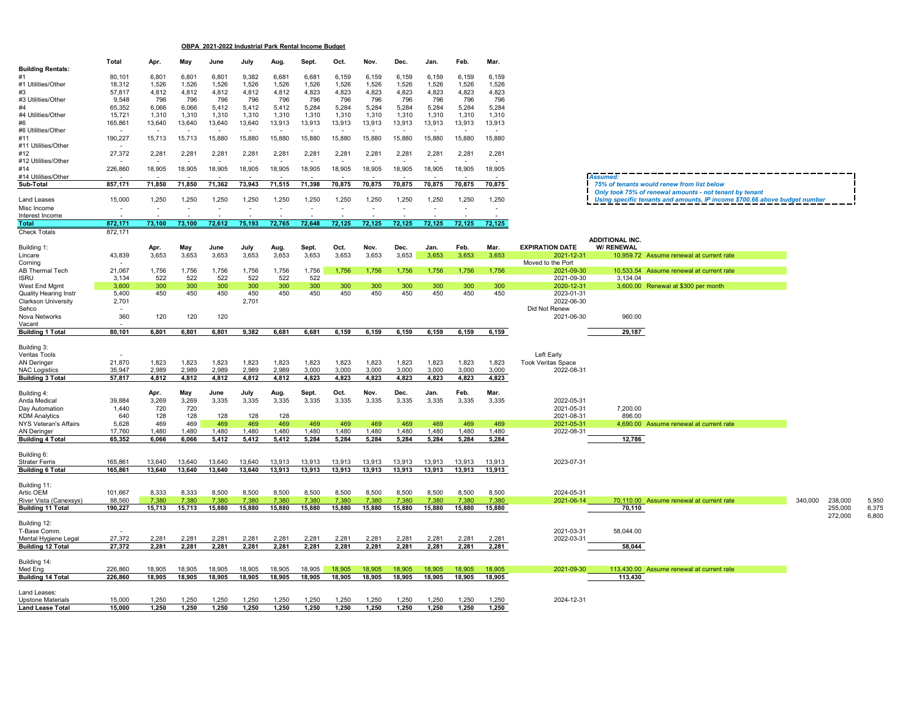# OBPA 2021-2022 Industrial Park Rental Income Budget

| | Total | Apr. | May | June | July | Aug. | Sept. | Oct. | Nov. | Dec. | Jan. | Feb. | Mar. |
|---|---|---|---|---|---|---|---|---|---|---|---|---|---|
| **Building Rentals:** | | | | | | | | | | | | | |
| #1 | 80,101 | 6,801 | 6,801 | 6,801 | 9,382 | 6,681 | 6,681 | 6,159 | 6,159 | 6,159 | 6,159 | 6,159 | 6,159 |
| #1 Utilities/Other | 18,312 | 1,526 | 1,526 | 1,526 | 1,526 | 1,526 | 1,526 | 1,526 | 1,526 | 1,526 | 1,526 | 1,526 | 1,526 |
| #3 | 57,817 | 4,812 | 4,812 | 4,812 | 4,812 | 4,812 | 4,823 | 4,823 | 4,823 | 4,823 | 4,823 | 4,823 | 4,823 |
| #3 Utilities/Other | 9,548 | 796 | 796 | 796 | 796 | 796 | 796 | 796 | 796 | 796 | 796 | 796 | 796 |
| #4 | 65,352 | 6,066 | 6,066 | 5,412 | 5,412 | 5,412 | 5,284 | 5,284 | 5,284 | 5,284 | 5,284 | 5,284 | 5,284 |
| #4 Utilities/Other | 15,721 | 1,310 | 1,310 | 1,310 | 1,310 | 1,310 | 1,310 | 1,310 | 1,310 | 1,310 | 1,310 | 1,310 | 1,310 |
| #6 | 165,861 | 13,640 | 13,640 | 13,640 | 13,640 | 13,913 | 13,913 | 13,913 | 13,913 | 13,913 | 13,913 | 13,913 | 13,913 |
| #6 Utilities/Other | - | - | - | - | - | - | - | - | - | - | - | - | - |
| #11 | 190,227 | 15,713 | 15,713 | 15,880 | 15,880 | 15,880 | 15,880 | 15,880 | 15,880 | 15,880 | 15,880 | 15,880 | 15,880 |
| #11 Utilities/Other | - | | | | | | | | | | | | |
| #12 | 27,372 | 2,281 | 2,281 | 2,281 | 2,281 | 2,281 | 2,281 | 2,281 | 2,281 | 2,281 | 2,281 | 2,281 | 2,281 |
| #12 Utilities/Other | - | - | - | - | - | - | - | - | - | - | - | - | - |
| #14 | 226,860 | 18,905 | 18,905 | 18,905 | 18,905 | 18,905 | 18,905 | 18,905 | 18,905 | 18,905 | 18,905 | 18,905 | 18,905 |
| #14 Utilities/Other | - | - | - | - | - | - | - | - | - | - | - | - | - |
| **Sub-Total** | **857,171** | **71,850** | **71,850** | **71,362** | **73,943** | **71,515** | **71,398** | **70,875** | **70,875** | **70,875** | **70,875** | **70,875** | **70,875** |
| Land Leases | 15,000 | 1,250 | 1,250 | 1,250 | 1,250 | 1,250 | 1,250 | 1,250 | 1,250 | 1,250 | 1,250 | 1,250 | 1,250 |
| Misc Income | - | - | - | - | - | - | - | - | - | - | - | - | - |
| Interest Income | - | - | - | - | - | - | - | - | - | - | - | - | - |
| **Total** | **872,171** | **73,100** | **73,100** | **72,612** | **75,193** | **72,765** | **72,648** | **72,125** | **72,125** | **72,125** | **72,125** | **72,125** | **72,125** |
| Check Totals | 872,171 | | | | | | | | | | | | |

*Assumed:*
*75% of tenants would renew from list below*
*Only took 75% of renewal amounts - not tenant by tenant*
*Using specific tenants and amounts, IP income $700.66 above budget number*

| | Total | Apr. | May | June | July | Aug. | Sept. | Oct. | Nov. | Dec. | Jan. | Feb. | Mar. | EXPIRATION DATE | ADDITIONAL INC. W/ RENEWAL | |
|---|---|---|---|---|---|---|---|---|---|---|---|---|---|---|---|---|
| Building 1: | | | | | | | | | | | | | | | | |
| Lincare | 43,839 | 3,653 | 3,653 | 3,653 | 3,653 | 3,653 | 3,653 | 3,653 | 3,653 | 3,653 | 3,653 | 3,653 | 3,653 | 2021-12-31 | 10,959.72 | Assume renewal at current rate |
| Corning | - | | | | | | | | | | | | | Moved to the Port | | |
| AB Thermal Tech | 21,067 | 1,756 | 1,756 | 1,756 | 1,756 | 1,756 | 1,756 | 1,756 | 1,756 | 1,756 | 1,756 | 1,756 | 1,756 | 2021-09-30 | 10,533.54 | Assume renewal at current rate |
| ISRU | 3,134 | 522 | 522 | 522 | 522 | 522 | 522 | | | | | | | 2021-09-30 | 3,134.04 | |
| West End Mgmt | 3,600 | 300 | 300 | 300 | 300 | 300 | 300 | 300 | 300 | 300 | 300 | 300 | 300 | 2020-12-31 | 3,600.00 | Renewal at $300 per month |
| Quality Hearing Instr | 5,400 | 450 | 450 | 450 | 450 | 450 | 450 | 450 | 450 | 450 | 450 | 450 | 450 | 2023-01-31 | | |
| Clarkson University | 2,701 | | | | 2,701 | | | | | | | | | 2022-06-30 | | |
| Sehco | - | | | | | | | | | | | | | Did Not Renew | | |
| Nova Networks | 360 | 120 | 120 | 120 | | | | | | | | | | 2021-06-30 | 960.00 | |
| Vacant | - | | | | | | | | | | | | | | | |
| **Building 1 Total** | **80,101** | **6,801** | **6,801** | **6,801** | **9,382** | **6,681** | **6,681** | **6,159** | **6,159** | **6,159** | **6,159** | **6,159** | **6,159** | | **29,187** | |
| Building 3: | | | | | | | | | | | | | | | | |
| Veritas Tools | - | | | | | | | | | | | | | Left Early | | |
| AN Deringer | 21,870 | 1,823 | 1,823 | 1,823 | 1,823 | 1,823 | 1,823 | 1,823 | 1,823 | 1,823 | 1,823 | 1,823 | 1,823 | Took Veritas Space | | |
| NAC Logistics | 35,947 | 2,989 | 2,989 | 2,989 | 2,989 | 2,989 | 3,000 | 3,000 | 3,000 | 3,000 | 3,000 | 3,000 | 3,000 | 2022-08-31 | | |
| **Building 3 Total** | **57,817** | **4,812** | **4,812** | **4,812** | **4,812** | **4,812** | **4,823** | **4,823** | **4,823** | **4,823** | **4,823** | **4,823** | **4,823** | | | |
| Building 4: | | Apr. | May | June | July | Aug. | Sept. | Oct. | Nov. | Dec. | Jan. | Feb. | Mar. | | | |
| Anda Medical | 39,884 | 3,269 | 3,269 | 3,335 | 3,335 | 3,335 | 3,335 | 3,335 | 3,335 | 3,335 | 3,335 | 3,335 | 3,335 | 2022-05-31 | | |
| Day Automation | 1,440 | 720 | 720 | | | | | | | | | | | 2021-05-31 | 7,200.00 | |
| KDM Analytics | 640 | 128 | 128 | 128 | 128 | 128 | | | | | | | | 2021-08-31 | 896.00 | |
| NYS Veteran's Affairs | 5,628 | 469 | 469 | 469 | 469 | 469 | 469 | 469 | 469 | 469 | 469 | 469 | 469 | 2021-05-31 | 4,690.00 | Assume renewal at current rate |
| AN Deringer | 17,760 | 1,480 | 1,480 | 1,480 | 1,480 | 1,480 | 1,480 | 1,480 | 1,480 | 1,480 | 1,480 | 1,480 | 1,480 | 2022-08-31 | | |
| **Building 4 Total** | **65,352** | **6,066** | **6,066** | **5,412** | **5,412** | **5,412** | **5,284** | **5,284** | **5,284** | **5,284** | **5,284** | **5,284** | **5,284** | | **12,786** | |
| Building 6: | | | | | | | | | | | | | | | | |
| Strater Ferris | 165,861 | 13,640 | 13,640 | 13,640 | 13,640 | 13,913 | 13,913 | 13,913 | 13,913 | 13,913 | 13,913 | 13,913 | 13,913 | 2023-07-31 | | |
| **Building 6 Total** | **165,861** | **13,640** | **13,640** | **13,640** | **13,640** | **13,913** | **13,913** | **13,913** | **13,913** | **13,913** | **13,913** | **13,913** | **13,913** | | | |
| Building 11: | | | | | | | | | | | | | | | | |
| Artic OEM | 101,667 | 8,333 | 8,333 | 8,500 | 8,500 | 8,500 | 8,500 | 8,500 | 8,500 | 8,500 | 8,500 | 8,500 | 8,500 | 2024-05-31 | | |
| River Vista (Canexsys) | 88,560 | 7,380 | 7,380 | 7,380 | 7,380 | 7,380 | 7,380 | 7,380 | 7,380 | 7,380 | 7,380 | 7,380 | 7,380 | 2021-06-14 | 70,110.00 | Assume renewal at current rate |
| **Building 11 Total** | **190,227** | **15,713** | **15,713** | **15,880** | **15,880** | **15,880** | **15,880** | **15,880** | **15,880** | **15,880** | **15,880** | **15,880** | **15,880** | | **70,110** | |
| Building 12: | | | | | | | | | | | | | | | | |
| T-Base Comm. | - | | | | | | | | | | | | | 2021-03-31 | 58,044.00 | |
| Mental Hygiene Legal | 27,372 | 2,281 | 2,281 | 2,281 | 2,281 | 2,281 | 2,281 | 2,281 | 2,281 | 2,281 | 2,281 | 2,281 | 2,281 | 2022-03-31 | | |
| **Building 12 Total** | **27,372** | **2,281** | **2,281** | **2,281** | **2,281** | **2,281** | **2,281** | **2,281** | **2,281** | **2,281** | **2,281** | **2,281** | **2,281** | | **58,044** | |
| Building 14: | | | | | | | | | | | | | | | | |
| Med Eng | 226,860 | 18,905 | 18,905 | 18,905 | 18,905 | 18,905 | 18,905 | 18,905 | 18,905 | 18,905 | 18,905 | 18,905 | 18,905 | 2021-09-30 | 113,430.00 | Assume renewal at current rate |
| **Building 14 Total** | **226,860** | **18,905** | **18,905** | **18,905** | **18,905** | **18,905** | **18,905** | **18,905** | **18,905** | **18,905** | **18,905** | **18,905** | **18,905** | | **113,430** | |
| Land Leases: | | | | | | | | | | | | | | | | |
| Upstone Materials | 15,000 | 1,250 | 1,250 | 1,250 | 1,250 | 1,250 | 1,250 | 1,250 | 1,250 | 1,250 | 1,250 | 1,250 | 1,250 | 2024-12-31 | | |
| **Land Lease Total** | **15,000** | **1,250** | **1,250** | **1,250** | **1,250** | **1,250** | **1,250** | **1,250** | **1,250** | **1,250** | **1,250** | **1,250** | **1,250** | | | |

| | | |
|---|---|---|
| 340,000 | 238,000 | 5,950 |
| | 255,000 | 6,375 |
| | 272,000 | 6,800 |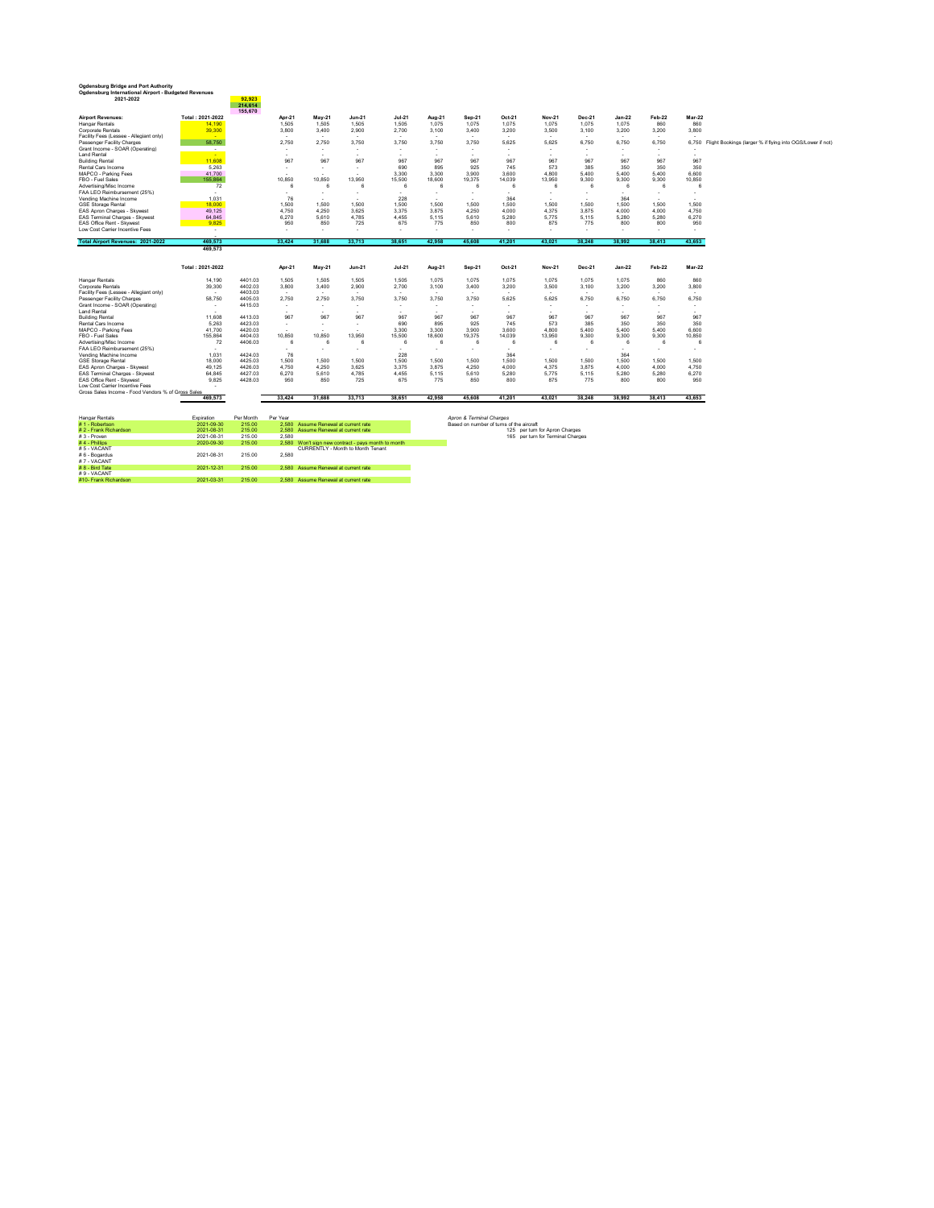**Ogdensburg Bridge and Port Authority**
**Ogdensburg International Airport - Budgeted Revenues**
**2021-2022**

92,923
214,614
155,670

| Airport Revenues: | Total : 2021-2022 | Apr-21 | May-21 | Jun-21 | Jul-21 | Aug-21 | Sep-21 | Oct-21 | Nov-21 | Dec-21 | Jan-22 | Feb-22 | Mar-22 | |
|---|---|---|---|---|---|---|---|---|---|---|---|---|---|---|
| Hangar Rentals | 14,190 | 1,505 | 1,505 | 1,505 | 1,505 | 1,075 | 1,075 | 1,075 | 1,075 | 1,075 | 1,075 | 860 | 860 | |
| Corporate Rentals | 39,300 | 3,800 | 3,400 | 2,900 | 2,700 | 3,100 | 3,400 | 3,200 | 3,500 | 3,100 | 3,200 | 3,200 | 3,800 | |
| Facility Fees (Lessee - Allegiant only) | - | - | - | - | - | - | - | - | - | - | - | - | - | |
| Passenger Facility Charges | 58,750 | 2,750 | 2,750 | 3,750 | 3,750 | 3,750 | 3,750 | 5,625 | 5,625 | 6,750 | 6,750 | 6,750 | 6,750 | Flight Bookings (larger % if flying into OGS/Lower if not) |
| Grant Income - SOAR (Operating) | - | - | - | - | - | - | - | - | - | - | - | - | - | |
| Land Rental | - | | | | | | | | | | | | | |
| Building Rental | 11,608 | 967 | 967 | 967 | 967 | 967 | 967 | 967 | 967 | 967 | 967 | 967 | 967 | |
| Rental Cars Income | 5,263 | - | - | - | 690 | 895 | 925 | 745 | 573 | 385 | 350 | 350 | 350 | |
| MAPCO - Parking Fees | 41,700 | - | - | - | 3,300 | 3,300 | 3,900 | 3,600 | 4,800 | 5,400 | 5,400 | 5,400 | 6,600 | |
| FBO - Fuel Sales | 155,864 | 10,850 | 10,850 | 13,950 | 15,500 | 18,600 | 19,375 | 14,039 | 13,950 | 9,300 | 9,300 | 9,300 | 10,850 | |
| Advertising/Misc Income | 72 | 6 | 6 | 6 | 6 | 6 | 6 | 6 | 6 | 6 | 6 | 6 | 6 | |
| FAA LEO Reimbursement (25%) | - | - | - | - | - | - | - | - | - | - | - | - | - | |
| Vending Machine Income | 1,031 | 76 | - | - | 228 | - | - | 364 | - | - | 364 | - | - | |
| GSE Storage Rental | 18,000 | 1,500 | 1,500 | 1,500 | 1,500 | 1,500 | 1,500 | 1,500 | 1,500 | 1,500 | 1,500 | 1,500 | 1,500 | |
| EAS Apron Charges - Skywest | 49,125 | 4,750 | 4,250 | 3,625 | 3,375 | 3,875 | 4,250 | 4,000 | 4,375 | 3,875 | 4,000 | 4,000 | 4,750 | |
| EAS Terminal Charges - Skywest | 64,845 | 6,270 | 5,610 | 4,785 | 4,455 | 5,115 | 5,610 | 5,280 | 5,775 | 5,115 | 5,280 | 5,280 | 6,270 | |
| EAS Office Rent - Skywest | 9,825 | 950 | 850 | 725 | 675 | 775 | 850 | 800 | 875 | 775 | 800 | 800 | 950 | |
| Low Cost Carrier Incentive Fees | - | - | - | - | - | - | - | - | - | - | - | - | - | |
| **Total Airport Revenues: 2021-2022** | **469,573** | **33,424** | **31,688** | **33,713** | **38,651** | **42,958** | **45,608** | **41,201** | **43,021** | **38,248** | **38,992** | **38,413** | **43,653** | |
| | 469,573 | | | | | | | | | | | | | |

| | Total : 2021-2022 | | Apr-21 | May-21 | Jun-21 | Jul-21 | Aug-21 | Sep-21 | Oct-21 | Nov-21 | Dec-21 | Jan-22 | Feb-22 | Mar-22 |
|---|---|---|---|---|---|---|---|---|---|---|---|---|---|---|
| Hangar Rentals | 14,190 | 4401.03 | 1,505 | 1,505 | 1,505 | 1,505 | 1,075 | 1,075 | 1,075 | 1,075 | 1,075 | 1,075 | 860 | 860 |
| Corporate Rentals | 39,300 | 4402.03 | 3,800 | 3,400 | 2,900 | 2,700 | 3,100 | 3,400 | 3,200 | 3,500 | 3,100 | 3,200 | 3,200 | 3,800 |
| Facility Fees (Lessee - Allegiant only) | - | 4403.03 | - | - | - | - | - | - | - | - | - | - | - | - |
| Passenger Facility Charges | 58,750 | 4405.03 | 2,750 | 2,750 | 3,750 | 3,750 | 3,750 | 3,750 | 5,625 | 5,625 | 6,750 | 6,750 | 6,750 | 6,750 |
| Grant Income - SOAR (Operating) | - | 4415.03 | - | - | - | - | - | - | - | - | - | - | - | - |
| Land Rental | - | | - | - | - | - | - | - | - | - | - | - | - | - |
| Building Rental | 11,608 | 4413.03 | 967 | 967 | 967 | 967 | 967 | 967 | 967 | 967 | 967 | 967 | 967 | 967 |
| Rental Cars Income | 5,263 | 4423.03 | - | - | - | 690 | 895 | 925 | 745 | 573 | 385 | 350 | 350 | 350 |
| MAPCO - Parking Fees | 41,700 | 4420.03 | - | - | - | 3,300 | 3,300 | 3,900 | 3,600 | 4,800 | 5,400 | 5,400 | 5,400 | 6,600 |
| FBO - Fuel Sales | 155,864 | 4404.03 | 10,850 | 10,850 | 13,950 | 15,500 | 18,600 | 19,375 | 14,039 | 13,950 | 9,300 | 9,300 | 9,300 | 10,850 |
| Advertising/Misc Income | 72 | 4406.03 | 6 | 6 | 6 | 6 | 6 | 6 | 6 | 6 | 6 | 6 | 6 | 6 |
| FAA LEO Reimbursement (25%) | - | | - | - | - | - | - | - | - | - | - | - | - | - |
| Vending Machine Income | 1,031 | 4424.03 | 76 | - | - | 228 | - | - | 364 | - | - | 364 | - | - |
| GSE Storage Rental | 18,000 | 4425.03 | 1,500 | 1,500 | 1,500 | 1,500 | 1,500 | 1,500 | 1,500 | 1,500 | 1,500 | 1,500 | 1,500 | 1,500 |
| EAS Apron Charges - Skywest | 49,125 | 4426.03 | 4,750 | 4,250 | 3,625 | 3,375 | 3,875 | 4,250 | 4,000 | 4,375 | 3,875 | 4,000 | 4,000 | 4,750 |
| EAS Terminal Charges - Skywest | 64,845 | 4427.03 | 6,270 | 5,610 | 4,785 | 4,455 | 5,115 | 5,610 | 5,280 | 5,775 | 5,115 | 5,280 | 5,280 | 6,270 |
| EAS Office Rent - Skywest | 9,825 | 4428.03 | 950 | 850 | 725 | 675 | 775 | 850 | 800 | 875 | 775 | 800 | 800 | 950 |
| Low Cost Carrier Incentive Fees | - | | | | | | | | | | | | | |
| Gross Sales Income - Food Vendors % of Gross Sales | | | | | | | | | | | | | | |
| | **469,573** | | **33,424** | **31,688** | **33,713** | **38,651** | **42,958** | **45,608** | **41,201** | **43,021** | **38,248** | **38,992** | **38,413** | **43,653** |

| Hangar Rentals | Expiration | Per Month | Per Year | |
|---|---|---|---|---|
| # 1 - Robertson | 2021-09-30 | 215.00 | 2,580 | Assume Renewal at current rate |
| # 2 - Frank Richardson | 2021-08-31 | 215.00 | 2,580 | Assume Renewal at current rate |
| # 3 - Proven | 2021-08-31 | 215.00 | 2,580 | |
| # 4 - Phillips | 2020-09-30 | 215.00 | 2,580 | Won't sign new contract - pays month to month |
| # 5 - VACANT | | | | CURRENTLY - Month to Month Tenant |
| # 6 - Bogardus | 2021-08-31 | 215.00 | 2,580 | |
| # 7 - VACANT | | | | |
| # 8 - Bird Tate | 2021-12-31 | 215.00 | 2,580 | Assume Renewal at current rate |
| # 9 - VACANT | | | | |
| #10- Frank Richardson | 2021-03-31 | 215.00 | 2,580 | Assume Renewal at current rate |

*Apron & Terminal Charges*
Based on number of turns of the aircraft
125 per turn for Apron Charges
165 per turn for Terminal Charges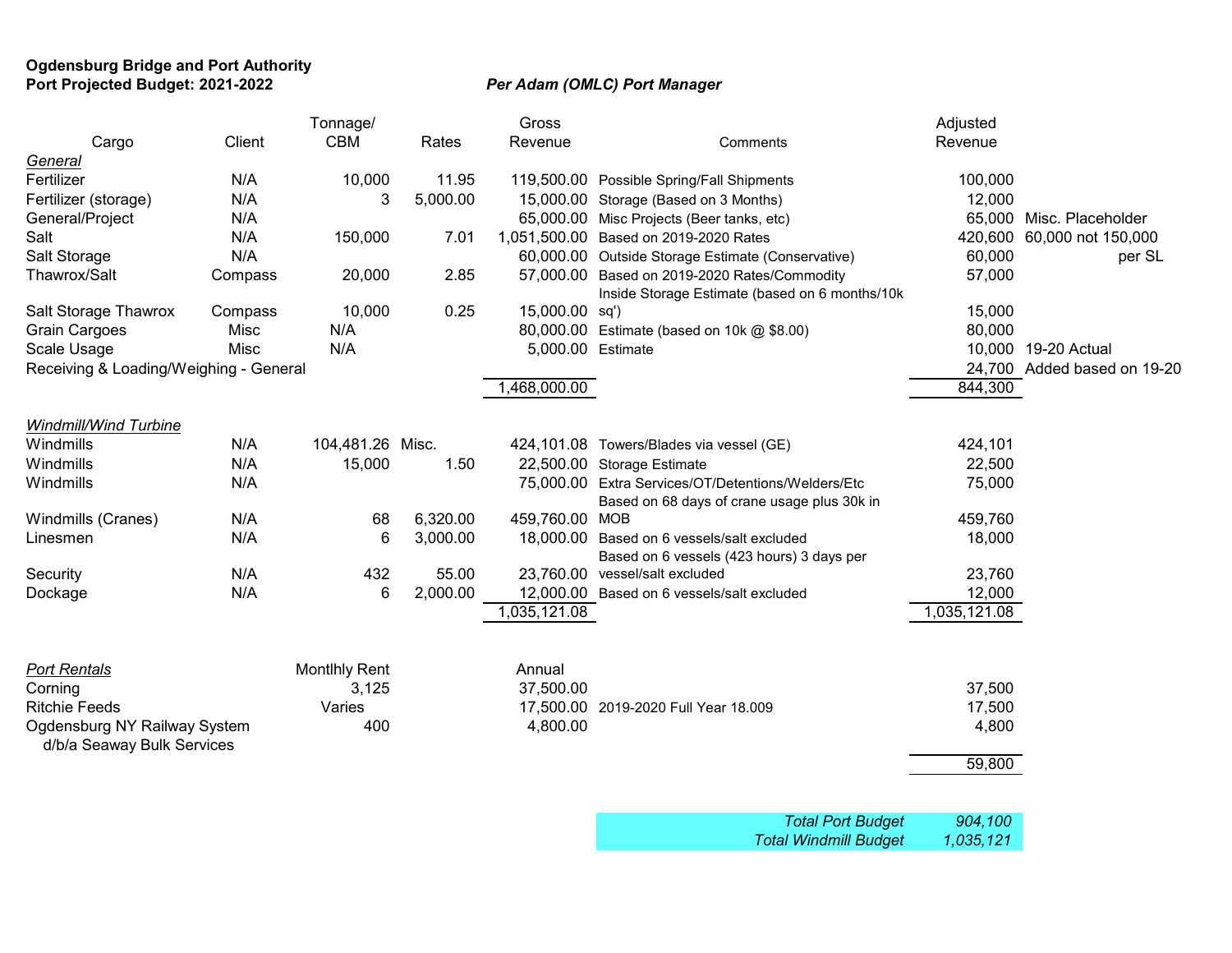**Ogdensburg Bridge and Port Authority**
**Port Projected Budget: 2021-2022**

*Per Adam (OMLC) Port Manager*

| Cargo | Client | Tonnage/ CBM | Rates | Gross Revenue | Comments | Adjusted Revenue | |
|---|---|---|---|---|---|---|---|
| *General* | | | | | | | |
| Fertilizer | N/A | 10,000 | 11.95 | 119,500.00 | Possible Spring/Fall Shipments | 100,000 | |
| Fertilizer (storage) | N/A | 3 | 5,000.00 | 15,000.00 | Storage (Based on 3 Months) | 12,000 | |
| General/Project | N/A | | | 65,000.00 | Misc Projects (Beer tanks, etc) | 65,000 | Misc. Placeholder |
| Salt | N/A | 150,000 | 7.01 | 1,051,500.00 | Based on 2019-2020 Rates | 420,600 | 60,000 not 150,000 |
| Salt Storage | N/A | | | 60,000.00 | Outside Storage Estimate (Conservative) | 60,000 | per SL |
| Thawrox/Salt | Compass | 20,000 | 2.85 | 57,000.00 | Based on 2019-2020 Rates/Commodity | 57,000 | |
| Salt Storage Thawrox | Compass | 10,000 | 0.25 | 15,000.00 | Inside Storage Estimate (based on 6 months/10k sq') | 15,000 | |
| Grain Cargoes | Misc | N/A | | 80,000.00 | Estimate (based on 10k @ $8.00) | 80,000 | |
| Scale Usage | Misc | N/A | | 5,000.00 | Estimate | 10,000 | 19-20 Actual |
| Receiving & Loading/Weighing - General | | | | | | 24,700 | Added based on 19-20 |
| | | | | 1,468,000.00 | | 844,300 | |
| *Windmill/Wind Turbine* | | | | | | | |
| Windmills | N/A | 104,481.26 | Misc. | 424,101.08 | Towers/Blades via vessel (GE) | 424,101 | |
| Windmills | N/A | 15,000 | 1.50 | 22,500.00 | Storage Estimate | 22,500 | |
| Windmills | N/A | | | 75,000.00 | Extra Services/OT/Detentions/Welders/Etc | 75,000 | |
| Windmills (Cranes) | N/A | 68 | 6,320.00 | 459,760.00 | Based on 68 days of crane usage plus 30k in MOB | 459,760 | |
| Linesmen | N/A | 6 | 3,000.00 | 18,000.00 | Based on 6 vessels/salt excluded | 18,000 | |
| Security | N/A | 432 | 55.00 | 23,760.00 | Based on 6 vessels (423 hours) 3 days per vessel/salt excluded | 23,760 | |
| Dockage | N/A | 6 | 2,000.00 | 12,000.00 | Based on 6 vessels/salt excluded | 12,000 | |
| | | | | 1,035,121.08 | | 1,035,121.08 | |
| *Port Rentals* | | Montlhly Rent | | Annual | | | |
| Corning | | 3,125 | | 37,500.00 | | 37,500 | |
| Ritchie Feeds | | Varies | | 17,500.00 | 2019-2020 Full Year 18.009 | 17,500 | |
| Ogdensburg NY Railway System d/b/a Seaway Bulk Services | | 400 | | 4,800.00 | | 4,800 | |
| | | | | | | 59,800 | |

| | |
|---|---|
| *Total Port Budget* | *904,100* |
| *Total Windmill Budget* | *1,035,121* |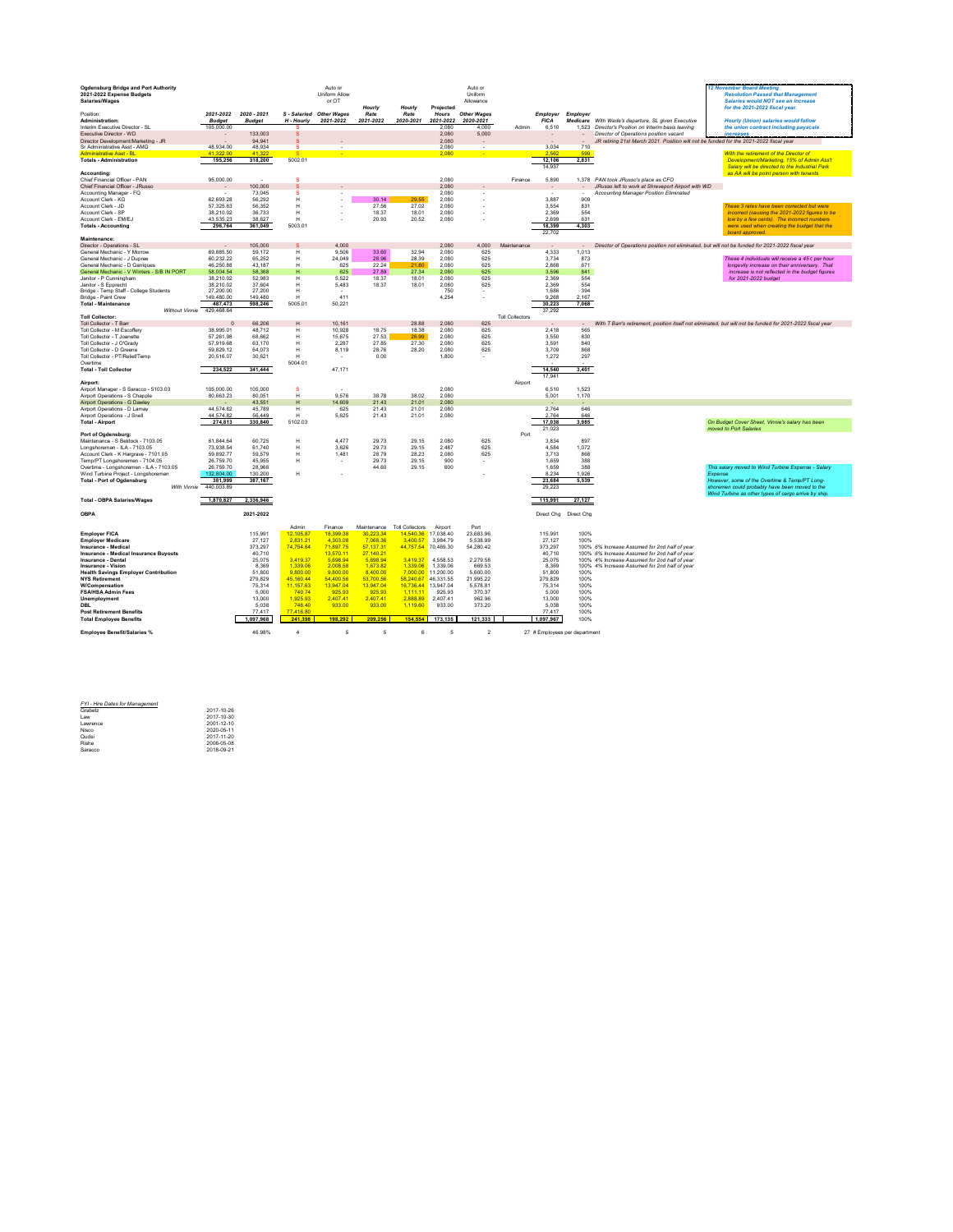**Ogdensburg Bridge and Port Authority**
**2021-2022 Expense Budgets**
**Salaries/Wages**

| Position: | 2021-2022 Budget | 2020 - 2021 Budget | S - Salaried H - Hourly | Auto or Uniform Allow or OT Other Wages 2021-2022 | Hourly Rate 2021-2022 | Hourly Rate 2020-2021 | Projected Hours 2021-2022 | Auto or Uniform Allowance Other Wages 2020-2021 | | Employer FICA | Employer Medicare | |
|---|---|---|---|---|---|---|---|---|---|---|---|---|
| **Administration:** | | | | | | | | | | | | |
| Interim Executive Director - SL | 105,000.00 | | S | | | | 2,080 | 4,000 | Admin | 6,510 | 1,523 | Director's Position on Interim basis leaving |
| Executive Director - WD | - | 133,003 | S | | | | 2,080 | 5,000 | | - | - | Director of Operations position vacant |
| Director Development/Marketing - JR | - | 94,941 | S | - | | | 2,080 | - | | - | - | JR retiring 21st March 2021. Position will not be funded for the 2021-2022 fiscal year |
| Sr Administrative Asst - AMG | 48,934.00 | 48,934 | S | - | | | 2,080 | - | | 3,034 | 710 | |
| Administrative Asst - BL | 41,322.00 | 41,322 | S | - | | | 2,080 | - | | 2,562 | 599 | |
| **Totals - Administration** | **195,256** | **318,200** | 5002.01 | | | | | | | **12,106** | **2,831** | |
| | | | | | | | | | | 14,937 | | |
| **Accounting:** | | | | | | | | | | | | |
| Chief Financial Officer - PAN | 95,000.00 | - | S | | | | 2,080 | | Finance | 5,890 | 1,378 | PAN took JRusso's place as CFO |
| Chief Financial Officer - JRusso | - | 100,000 | S | - | | | 2,080 | - | | - | - | JRusso left to work at Shreveport Airport with WD |
| Accounting Manager - FQ | - | 73,045 | S | - | | | 2,080 | - | | - | - | Accounting Manager Position Eliminated |
| Account Clerk - KG | 62,693.28 | 56,292 | H | - | 30.14 | 29.55 | 2,080 | - | | 3,887 | 909 | |
| Account Clerk - JD | 57,325.63 | 56,352 | H | - | 27.56 | 27.02 | 2,080 | - | | 3,554 | 831 | |
| Account Clerk - SP | 38,210.02 | 36,733 | H | - | 18.37 | 18.01 | 2,080 | - | | 2,369 | 554 | |
| Account Clerk - EM/EJ | 43,535.23 | 38,627 | H | - | 20.93 | 20.52 | 2,080 | - | | 2,699 | 631 | |
| **Totals - Accounting** | **296,764** | **361,049** | 5003.01 | | | | | | | **18,399** | **4,303** | |
| | | | | | | | | | | 22,702 | | |
| **Maintenance:** | | | | | | | | | | | | |
| Director - Operations - SL | - | 105,000 | S | 4,000 | | | 2,080 | 4,000 | Maintenance | - | - | Director of Operations position not eliminated, but will not be funded for 2021-2022 fiscal year |
| General Mechanic - Y Morrow | 69,885.50 | 59,172 | H | 9,506 | 33.60 | 32.94 | 2,080 | 625 | | 4,333 | 1,013 | |
| General Mechanic - J Dupree | 60,232.22 | 65,252 | H | 24,049 | 28.96 | 28.39 | 2,080 | 625 | | 3,734 | 873 | |
| General Mechanic - D Garriques | 46,250.88 | 43,187 | H | 625 | 22.24 | 21.80 | 2,080 | 625 | | 2,868 | 671 | |
| General Mechanic - V Winters - S/B IN PORT | 58,004.54 | 58,368 | H | 625 | 27.89 | 27.34 | 2,080 | 625 | | 3,596 | 841 | |
| Janitor - P Cunningham | 38,210.02 | 52,983 | H | 5,522 | 18.37 | 18.01 | 2,080 | 625 | | 2,369 | 554 | |
| Janitor - S Epprecht | 38,210.02 | 37,604 | H | 5,483 | 18.37 | 18.01 | 2,080 | 625 | | 2,369 | 554 | |
| Bridge - Temp Staff - College Students | 27,200.00 | 27,200 | H | - | | | 750 | - | | 1,686 | 394 | |
| Bridge - Paint Crew | 149,480.00 | 149,480 | H | 411 | | | 4,254 | - | | 9,268 | 2,167 | |
| **Total - Maintenance** | **487,473** | **598,246** | 5005.01 | 50,221 | | | | | | **30,223** | **7,068** | |
| *Without Vinnie* | 429,468.64 | | | | | | | | | 37,292 | | |
| **Toll Collector:** | | | | | | | | | Toll Collectors | | | |
| Toll Collector - T Barr | 0 | 66,206 | H | 10,161 | | 28.88 | 2,080 | 625 | | - | - | With T Barr's retirement, position itself not eliminated, but will not be funded for 2021-2022 fiscal year |
| Toll Collector - M Escoffery | 38,995.01 | 48,712 | H | 10,928 | 18.75 | 18.38 | 2,080 | 625 | | 2,418 | 565 | |
| Toll Collector - T Joanette | 57,261.98 | 68,662 | H | 15,675 | 27.53 | 26.99 | 2,080 | 625 | | 3,550 | 830 | |
| Toll Collector - J O'Grady | 57,919.68 | 63,170 | H | 2,287 | 27.85 | 27.30 | 2,080 | 625 | | 3,591 | 840 | |
| Toll Collector - D Greene | 59,829.12 | 64,073 | H | 8,119 | 28.76 | 28.20 | 2,080 | 625 | | 3,709 | 868 | |
| Toll Collector - PT/Relief/Temp | 20,516.07 | 30,621 | H | - | 0.00 | | 1,800 | - | | 1,272 | 297 | |
| Overtime | | | 5004.01 | | | | | | | - | - | |
| **Total - Toll Collector** | **234,522** | **341,444** | | 47,171 | | | | | | **14,540** | **3,401** | |
| | | | | | | | | | | 17,941 | | |
| **Airport:** | | | | | | | | | Airport | | | |
| Airport Manager - S Saracco - 5103.03 | 105,000.00 | 105,000 | S | - | | | 2,080 | | | 6,510 | 1,523 | |
| Airport Operations - S Chapple | 80,663.23 | 80,051 | H | 9,576 | 38.78 | 38.02 | 2,080 | | | 5,001 | 1,170 | |
| Airport Operations - G Dawley | - | 43,551 | H | 14,609 | 21.43 | 21.01 | 2,080 | | | | | |
| Airport Operations - D Lamay | 44,574.82 | 45,789 | H | 625 | 21.43 | 21.01 | 2,080 | | | 2,764 | 646 | |
| Airport Operations - J Snell | 44,574.82 | 56,449 | H | 5,625 | 21.43 | 21.01 | 2,080 | | | 2,764 | 646 | |
| **Total - Airport** | **274,813** | **330,840** | 5102.03 | | | | | | | **17,038** | **3,985** | |
| | | | | | | | | | | 21,023 | | |
| **Port of Ogdensburg:** | | | | | | | | | Port | | | |
| Maintenance - S Beldock - 7103.05 | 61,844.64 | 60,725 | H | 4,477 | 29.73 | 29.15 | 2,080 | 625 | | 3,834 | 897 | |
| Longshoreman - ILA - 7103.05 | 73,938.54 | 61,740 | H | 3,626 | 29.73 | 29.15 | 2,487 | 625 | | 4,584 | 1,072 | |
| Account Clerk - K Hargrave - 7101.05 | 59,892.77 | 59,579 | H | 1,481 | 28.79 | 28.23 | 2,080 | 625 | | 3,713 | 868 | |
| Temp/PT Longshoremen - 7104.05 | 26,759.70 | 45,955 | H | - | 29.73 | 29.15 | 900 | - | | 1,659 | 388 | |
| Overtime - Longshoremen - ILA - 7103.05 | 26,759.70 | 28,968 | | | 44.60 | 29.15 | 600 | | | 1,659 | 388 | |
| Wind Turbine Project - Longshoremen | 132,804.00 | 130,200 | H | - | | | | - | | 8,234 | 1,926 | |
| **Total - Port of Ogdensburg** | **381,999** | **387,167** | | | | | | | | **23,684** | **5,539** | |
| *With Vinnie* | 440,003.89 | | | | | | | | | 29,223 | | |
| **Total - OBPA Salaries/Wages** | **1,870,827** | **2,336,946** | | | | | | | | **115,991** | **27,127** | |

**12 November Board Meeting**
*Resolution Passed that Management Salaries would NOT see an increase for the 2021-2022 fiscal year.*

*Hourly (Union) salaries would follow the union contract including payscale increases.*

*With Wade's departure, SL given Executive*

*With the retirement of the Director of Development/Marketing, 15% of Admin Ass't Salary will be directed to the Industrial Park as AA will be point person with tenants*

*These 3 rates have been corrected but were incorrect (causing the 2021-2022 figures to be low by a few cents). The incorrect numbers were used when creating the budget that the board approved.*

*These 4 individuals will receive a 45 ¢ per hour longevity increase on their anniversary. That increase is not reflected in the budget figures for 2021-2022 budget*

*On Budget Cover Sheet, Vinnie's salary has been moved to Port Salaries*

*This salary moved to Wind Turbine Expense - Salary Expense*
*However, some of the Overtime & Temp/PT Longshoremen could probably have been moved to the Wind Turbine as other types of cargo arrive by ship.*

**OBPA**

| | 2021-2022 | Admin | Finance | Maintenance | Toll Collectors | Airport | Port | Direct Chg | Direct Chg | |
|---|---|---|---|---|---|---|---|---|---|---|
| **Employer FICA** | 115,991 | 12,105.87 | 18,399.38 | 30,223.34 | 14,540.36 | 17,038.40 | 23,683.96 | 115,991 | 100% | |
| **Employer Medicare** | 27,127 | 2,831.21 | 4,303.08 | 7,068.36 | 3,400.57 | 3,984.79 | 5,538.99 | 27,127 | 100% | |
| **Insurance - Medical** | 373,297 | 74,754.64 | 71,897.75 | 57,137.31 | 44,757.54 | 70,469.30 | 54,280.42 | 373,297 | 100% | 6% Increase Assumed for 2nd half of year |
| **Insurance - Medical Insurance Buyouts** | 40,710 | | 13,570.11 | 27,140.21 | | | | 40,710 | 100% | 6% Increase Assumed for 2nd half of year |
| **Insurance - Dental** | 25,075 | 3,419.37 | 5,698.94 | 5,698.94 | 3,419.37 | 4,558.53 | 2,279.58 | 25,075 | 100% | 4% Increase Assumed for 2nd half of year |
| **Insurance - Vision** | 8,369 | 1,339.06 | 2,008.58 | 1,673.82 | 1,339.06 | 1,339.06 | 669.53 | 8,369 | 100% | 4% Increase Assumed for 2nd half of year |
| **Health Savings Employer Contribution** | 51,800 | 9,800.00 | 9,800.00 | 8,400.00 | 7,000.00 | 11,200.00 | 5,600.00 | 51,800 | 100% | |
| **NYS Retirement** | 279,829 | 45,160.44 | 54,400.56 | 53,700.56 | 58,240.67 | 46,331.55 | 21,995.22 | 279,829 | 100% | |
| **W/Compensation** | 75,314 | 11,157.63 | 13,947.04 | 13,947.04 | 16,736.44 | 13,947.04 | 5,578.81 | 75,314 | 100% | |
| **FSA/HSA Admin Fees** | 5,000 | 740.74 | 925.93 | 925.93 | 1,111.11 | 925.93 | 370.37 | 5,000 | 100% | |
| **Unemployment** | 13,000 | 1,925.93 | 2,407.41 | 2,407.41 | 2,888.89 | 2,407.41 | 962.96 | 13,000 | 100% | |
| **DBL** | 5,038 | 746.40 | 933.00 | 933.00 | 1,119.60 | 933.00 | 373.20 | 5,038 | 100% | |
| **Post Retirement Benefits** | 77,417 | 77,416.80 | | | | | | 77,417 | 100% | |
| **Total Employee Benefits** | **1,097,968** | **241,398** | **198,292** | **209,256** | **154,554** | **173,135** | **121,333** | **1,097,967** | 100% | |
| **Employee Benefit/Salaries %** | 46.98% | 4 | 5 | 5 | 6 | 5 | 2 | 27 | # Employees per department | |

*FYI - Hire Dates for Management*

| | |
|---|---|
| Grabetz | 2017-10-26 |
| Law | 2017-10-30 |
| Lawrence | 2001-12-10 |
| Nisco | 2020-05-11 |
| Qudsi | 2017-11-20 |
| Rishe | 2006-05-08 |
| Saracco | 2018-09-21 |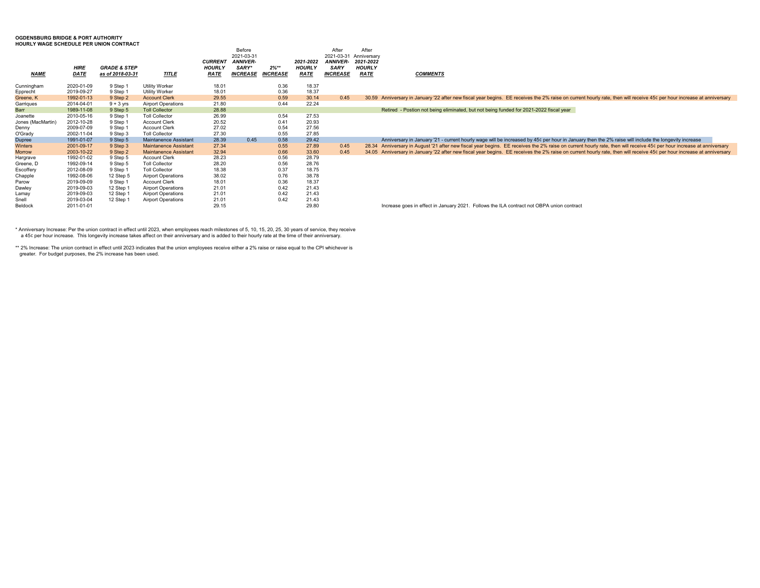**OGDENSBURG BRIDGE & PORT AUTHORITY**
**HOURLY WAGE SCHEDULE PER UNION CONTRACT**

| NAME | HIRE DATE | GRADE & STEP as of 2018-03-31 | TITLE | CURRENT HOURLY RATE | Before 2021-03-31 ANNIVER-SARY* INCREASE | 2%** INCREASE | 2021-2022 HOURLY RATE | After 2021-03-31 ANNIVER-SARY INCREASE | After Anniversary 2021-2022 HOURLY RATE | COMMENTS |
|---|---|---|---|---|---|---|---|---|---|---|
| Cunningham | 2020-01-09 | 9 Step 1 | Utility Worker | 18.01 | | 0.36 | 18.37 | | | |
| Epprecht | 2019-09-27 | 9 Step 1 | Utility Worker | 18.01 | | 0.36 | 18.37 | | | |
| Greene, K | 1992-01-13 | 9 Step 2 | Account Clerk | 29.55 | | 0.59 | 30.14 | 0.45 | 30.59 | Anniversary in January '22 after new fiscal year begins. EE receives the 2% raise on current hourly rate, then will receive 45¢ per hour increase at anniversary |
| Garriques | 2014-04-01 | 9 + 3 yrs | Airport Operations | 21.80 | | 0.44 | 22.24 | | | |
| Barr | 1989-11-08 | 9 Step 5 | Toll Collector | 28.88 | | | | | | Retired - Postion not being eliminated, but not being funded for 2021-2022 fiscal year |
| Joanette | 2010-05-16 | 9 Step 1 | Toll Collector | 26.99 | | 0.54 | 27.53 | | | |
| Jones (MacMartin) | 2012-10-28 | 9 Step 1 | Account Clerk | 20.52 | | 0.41 | 20.93 | | | |
| Denny | 2009-07-09 | 9 Step 1 | Account Clerk | 27.02 | | 0.54 | 27.56 | | | |
| O'Grady | 2002-11-04 | 9 Step 3 | Toll Collector | 27.30 | | 0.55 | 27.85 | | | |
| Dupree | 1991-01-07 | 9 Step 5 | Maintanence Assistant | 28.39 | 0.45 | 0.58 | 29.42 | | | Anniversary in January '21 - current hourly wage will be increased by 45¢ per hour in January then the 2% raise will include the longevity increase |
| Winters | 2001-09-17 | 9 Step 3 | Maintanence Assistant | 27.34 | | 0.55 | 27.89 | 0.45 | 28.34 | Anniversary in August '21 after new fiscal year begins. EE receives the 2% raise on current hourly rate, then will receive 45¢ per hour increase at anniversary |
| Morrow | 2003-10-22 | 9 Step 2 | Maintanence Assistant | 32.94 | | 0.66 | 33.60 | 0.45 | 34.05 | Anniversary in January '22 after new fiscal year begins. EE receives the 2% raise on current hourly rate, then will receive 45¢ per hour increase at anniversary |
| Hargrave | 1992-01-02 | 9 Step 5 | Account Clerk | 28.23 | | 0.56 | 28.79 | | | |
| Greene, D | 1992-09-14 | 9 Step 5 | Toll Collector | 28.20 | | 0.56 | 28.76 | | | |
| Escoffery | 2012-08-09 | 9 Step 1 | Toll Collector | 18.38 | | 0.37 | 18.75 | | | |
| Chapple | 1992-08-06 | 12 Step 5 | Airport Operations | 38.02 | | 0.76 | 38.78 | | | |
| Parow | 2019-09-09 | 9 Step 1 | Account Clerk | 18.01 | | 0.36 | 18.37 | | | |
| Dawley | 2019-09-03 | 12 Step 1 | Airport Operations | 21.01 | | 0.42 | 21.43 | | | |
| Lamay | 2019-09-03 | 12 Step 1 | Airport Operations | 21.01 | | 0.42 | 21.43 | | | |
| Snell | 2019-03-04 | 12 Step 1 | Airport Operations | 21.01 | | 0.42 | 21.43 | | | |
| Beldock | 2011-01-01 | | | 29.15 | | | 29.80 | | | Increase goes in effect in January 2021. Follows the ILA contract not OBPA union contract |

\* Anniversary Increase: Per the union contract in effect until 2023, when employees reach milestones of 5, 10, 15, 20, 25, 30 years of service, they receive a 45¢ per hour increase. This longevity increase takes affect on their anniversary and is added to their hourly rate at the time of their anniversary.

\*\* 2% Increase: The union contract in effect until 2023 indicates that the union employees receive either a 2% raise or raise equal to the CPI whichever is greater. For budget purposes, the 2% increase has been used.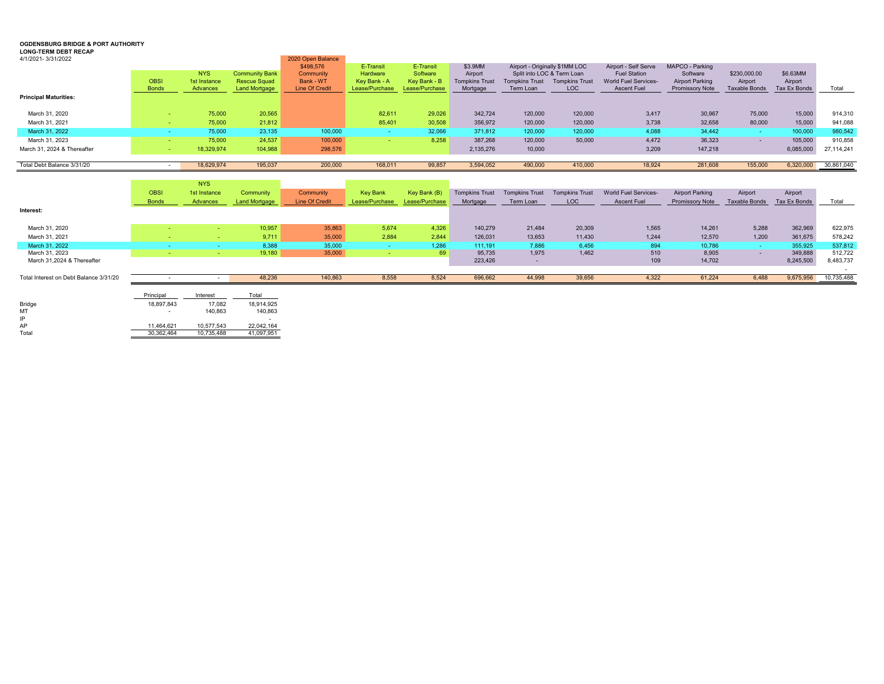**OGDENSBURG BRIDGE & PORT AUTHORITY**
**LONG-TERM DEBT RECAP**
4/1/2021- 3/31/2022

| Principal Maturities: | OBSI Bonds | NYS 1st Instance Advances | Community Bank Rescue Squad Land Mortgage | 2020 Open Balance $498,576 Community Bank - WT Line Of Credit | E-Transit Hardware Key Bank - A Lease/Purchase | E-Transit Software Key Bank - B Lease/Purchase | $3.9MM Airport Tompkins Trust Mortgage | Airport - Originally $1MM LOC Split into LOC & Term Loan Tompkins Trust Term Loan | Tompkins Trust LOC | Airport - Self Serve Fuel Station World Fuel Services-Ascent Fuel | MAPCO - Parking Software Airport Parking Promissory Note | $230,000.00 Airport Taxable Bonds | $6.63MM Airport Tax Ex Bonds | Total |
|---|---|---|---|---|---|---|---|---|---|---|---|---|---|---|
| March 31, 2020 | - | 75,000 | 20,565 | | 82,611 | 29,026 | 342,724 | 120,000 | 120,000 | 3,417 | 30,967 | 75,000 | 15,000 | 914,310 |
| March 31, 2021 | - | 75,000 | 21,812 | | 85,401 | 30,508 | 356,972 | 120,000 | 120,000 | 3,738 | 32,658 | 80,000 | 15,000 | 941,088 |
| March 31, 2022 | - | 75,000 | 23,135 | 100,000 | - | 32,066 | 371,812 | 120,000 | 120,000 | 4,088 | 34,442 | - | 100,000 | 980,542 |
| March 31, 2023 | - | 75,000 | 24,537 | 100,000 | - | 8,258 | 387,268 | 120,000 | 50,000 | 4,472 | 36,323 | - | 105,000 | 910,858 |
| March 31, 2024 & Thereafter | - | 18,329,974 | 104,988 | 298,576 | | | 2,135,276 | 10,000 | | 3,209 | 147,218 | | 6,085,000 | 27,114,241 |
| Total Debt Balance 3/31/20 | - | 18,629,974 | 195,037 | 200,000 | 168,011 | 99,857 | 3,594,052 | 490,000 | 410,000 | 18,924 | 281,608 | 155,000 | 6,320,000 | 30,861,040 |

| Interest: | OBSI Bonds | NYS 1st Instance Advances | Community Land Mortgage | Community Line Of Credit | Key Bank Lease/Purchase | Key Bank (B) Lease/Purchase | Tompkins Trust Mortgage | Tompkins Trust Term Loan | Tompkins Trust LOC | World Fuel Services-Ascent Fuel | Airport Parking Promissory Note | Airport Taxable Bonds | Airport Tax Ex Bonds | Total |
|---|---|---|---|---|---|---|---|---|---|---|---|---|---|---|
| March 31, 2020 | - | - | 10,957 | 35,863 | 5,674 | 4,326 | 140,279 | 21,484 | 20,309 | 1,565 | 14,261 | 5,288 | 362,969 | 622,975 |
| March 31, 2021 | - | - | 9,711 | 35,000 | 2,884 | 2,844 | 126,031 | 13,653 | 11,430 | 1,244 | 12,570 | 1,200 | 361,675 | 578,242 |
| March 31, 2022 | - | - | 8,388 | 35,000 | - | 1,286 | 111,191 | 7,886 | 6,456 | 894 | 10,786 | - | 355,925 | 537,812 |
| March 31, 2023 | - | - | 19,180 | 35,000 | - | 69 | 95,735 | 1,975 | 1,462 | 510 | 8,905 | - | 349,888 | 512,722 |
| March 31,2024 & Thereafter | | | | | | | 223,426 | - | | 109 | 14,702 | | 8,245,500 | 8,483,737 |
| | | | | | | | | | | | | | | - |
| Total Interest on Debt Balance 3/31/20 | - | - | 48,236 | 140,863 | 8,558 | 8,524 | 696,662 | 44,998 | 39,656 | 4,322 | 61,224 | 6,488 | 9,675,956 | 10,735,488 |

| | Principal | Interest | Total |
|---|---|---|---|
| Bridge | 18,897,843 | 17,082 | 18,914,925 |
| MT | - | 140,863 | 140,863 |
| IP | | | - |
| AP | 11,464,621 | 10,577,543 | 22,042,164 |
| Total | 30,362,464 | 10,735,488 | 41,097,951 |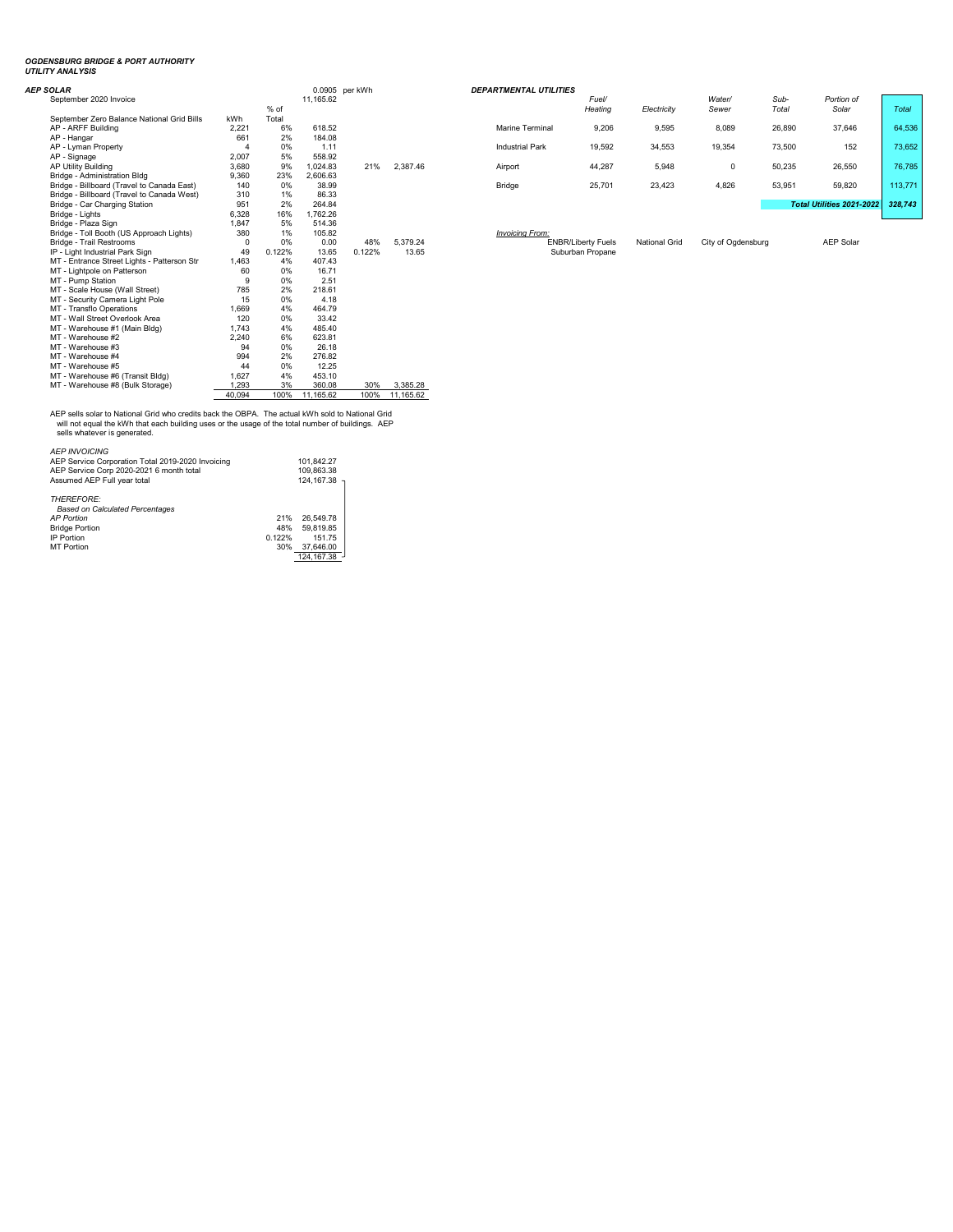***OGDENSBURG BRIDGE & PORT AUTHORITY***
***UTILITY ANALYSIS***

***AEP SOLAR***

| | kWh | % of Total | | | |
|---|---|---|---|---|---|
| September 2020 Invoice | | | 11,165.62 | 0.0905 per kWh | |
| September Zero Balance National Grid Bills | | | | | |
| AP - ARFF Building | 2,221 | 6% | 618.52 | | |
| AP - Hangar | 661 | 2% | 184.08 | | |
| AP - Lyman Property | 4 | 0% | 1.11 | | |
| AP - Signage | 2,007 | 5% | 558.92 | | |
| AP Utility Building | 3,680 | 9% | 1,024.83 | 21% | 2,387.46 |
| Bridge - Administration Bldg | 9,360 | 23% | 2,606.63 | | |
| Bridge - Billboard (Travel to Canada East) | 140 | 0% | 38.99 | | |
| Bridge - Billboard (Travel to Canada West) | 310 | 1% | 86.33 | | |
| Bridge - Car Charging Station | 951 | 2% | 264.84 | | |
| Bridge - Lights | 6,328 | 16% | 1,762.26 | | |
| Bridge - Plaza Sign | 1,847 | 5% | 514.36 | | |
| Bridge - Toll Booth (US Approach Lights) | 380 | 1% | 105.82 | | |
| Bridge - Trail Restrooms | 0 | 0% | 0.00 | 48% | 5,379.24 |
| IP - Light Industrial Park Sign | 49 | 0.122% | 13.65 | 0.122% | 13.65 |
| MT - Entrance Street Lights - Patterson Str | 1,463 | 4% | 407.43 | | |
| MT - Lightpole on Patterson | 60 | 0% | 16.71 | | |
| MT - Pump Station | 9 | 0% | 2.51 | | |
| MT - Scale House (Wall Street) | 785 | 2% | 218.61 | | |
| MT - Security Camera Light Pole | 15 | 0% | 4.18 | | |
| MT - Transflo Operations | 1,669 | 4% | 464.79 | | |
| MT - Wall Street Overlook Area | 120 | 0% | 33.42 | | |
| MT - Warehouse #1 (Main Bldg) | 1,743 | 4% | 485.40 | | |
| MT - Warehouse #2 | 2,240 | 6% | 623.81 | | |
| MT - Warehouse #3 | 94 | 0% | 26.18 | | |
| MT - Warehouse #4 | 994 | 2% | 276.82 | | |
| MT - Warehouse #5 | 44 | 0% | 12.25 | | |
| MT - Warehouse #6 (Transit Bldg) | 1,627 | 4% | 453.10 | | |
| MT - Warehouse #8 (Bulk Storage) | 1,293 | 3% | 360.08 | 30% | 3,385.28 |
| | 40,094 | 100% | 11,165.62 | 100% | 11,165.62 |

AEP sells solar to National Grid who credits back the OBPA. The actual kWh sold to National Grid will not equal the kWh that each building uses or the usage of the total number of buildings. AEP sells whatever is generated.

*AEP INVOICING*

| | | |
|---|---|---|
| AEP Service Corporation Total 2019-2020 Invoicing | | 101,842.27 |
| AEP Service Corp 2020-2021 6 month total | | 109,863.38 |
| Assumed AEP Full year total | | 124,167.38 |

*THEREFORE:*
*Based on Calculated Percentages*

| | | |
|---|---|---|
| *AP Portion* | 21% | 26,549.78 |
| Bridge Portion | 48% | 59,819.85 |
| IP Portion | 0.122% | 151.75 |
| MT Portion | 30% | 37,646.00 |
| | | 124,167.38 |

***DEPARTMENTAL UTILITIES***

| | *Fuel/ Heating* | *Electricity* | *Water/ Sewer* | *Sub-Total* | *Portion of Solar* | *Total* |
|---|---|---|---|---|---|---|
| Marine Terminal | 9,206 | 9,595 | 8,089 | 26,890 | 37,646 | 64,536 |
| Industrial Park | 19,592 | 34,553 | 19,354 | 73,500 | 152 | 73,652 |
| Airport | 44,287 | 5,948 | 0 | 50,235 | 26,550 | 76,785 |
| Bridge | 25,701 | 23,423 | 4,826 | 53,951 | 59,820 | 113,771 |
| | | | | | ***Total Utilities 2021-2022*** | ***328,743*** |
| *Invoicing From:* | ENBR/Liberty Fuels Suburban Propane | National Grid | City of Ogdensburg | | AEP Solar | |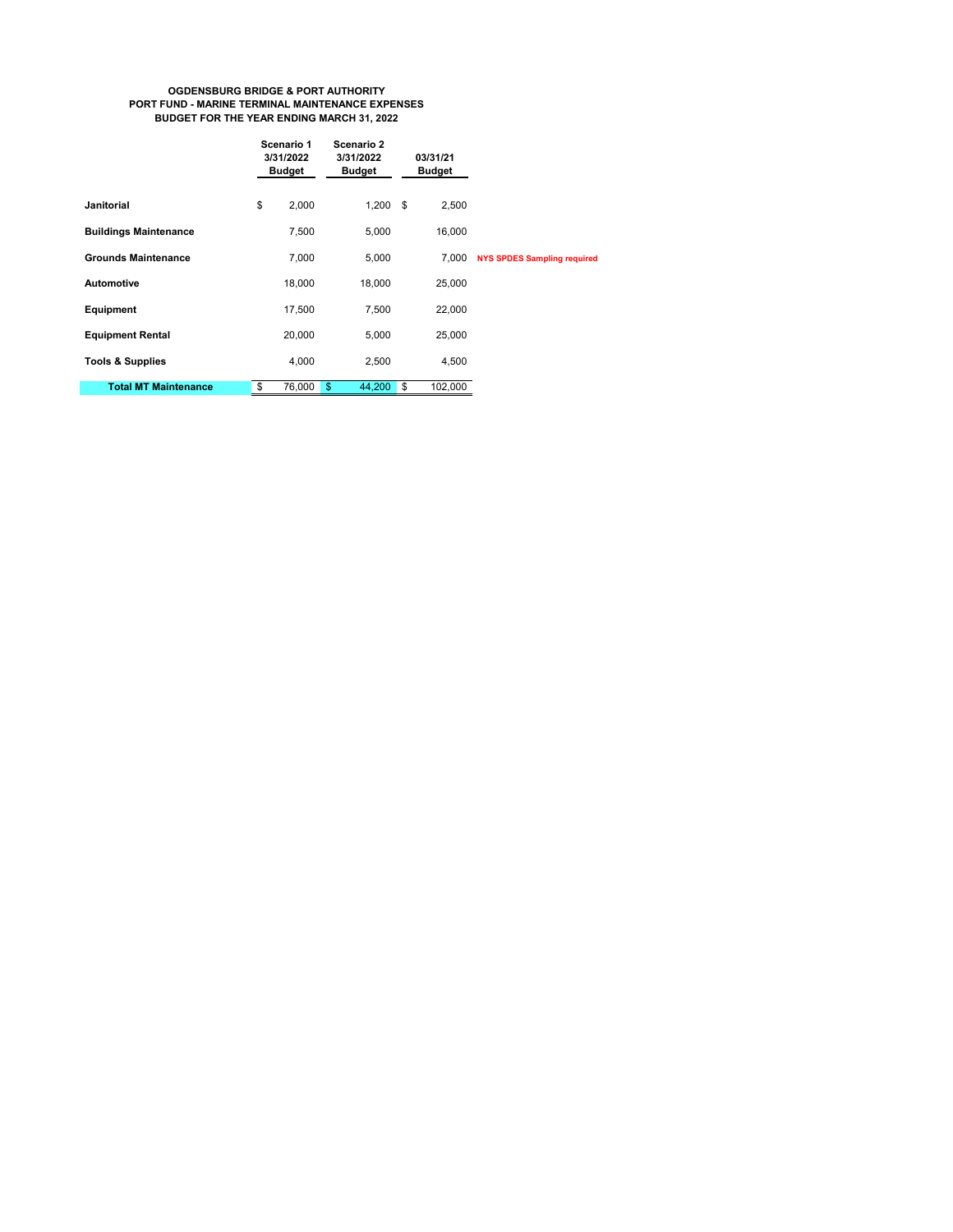**OGDENSBURG BRIDGE & PORT AUTHORITY**
**PORT FUND - MARINE TERMINAL MAINTENANCE EXPENSES**
**BUDGET FOR THE YEAR ENDING MARCH 31, 2022**

| | Scenario 1 3/31/2022 Budget | Scenario 2 3/31/2022 Budget | 03/31/21 Budget | |
|---|---|---|---|---|
| **Janitorial** | $ 2,000 | 1,200 | $ 2,500 | |
| **Buildings Maintenance** | 7,500 | 5,000 | 16,000 | |
| **Grounds Maintenance** | 7,000 | 5,000 | 7,000 | **NYS SPDES Sampling required** |
| **Automotive** | 18,000 | 18,000 | 25,000 | |
| **Equipment** | 17,500 | 7,500 | 22,000 | |
| **Equipment Rental** | 20,000 | 5,000 | 25,000 | |
| **Tools & Supplies** | 4,000 | 2,500 | 4,500 | |
| **Total MT Maintenance** | $ 76,000 | $ 44,200 | $ 102,000 | |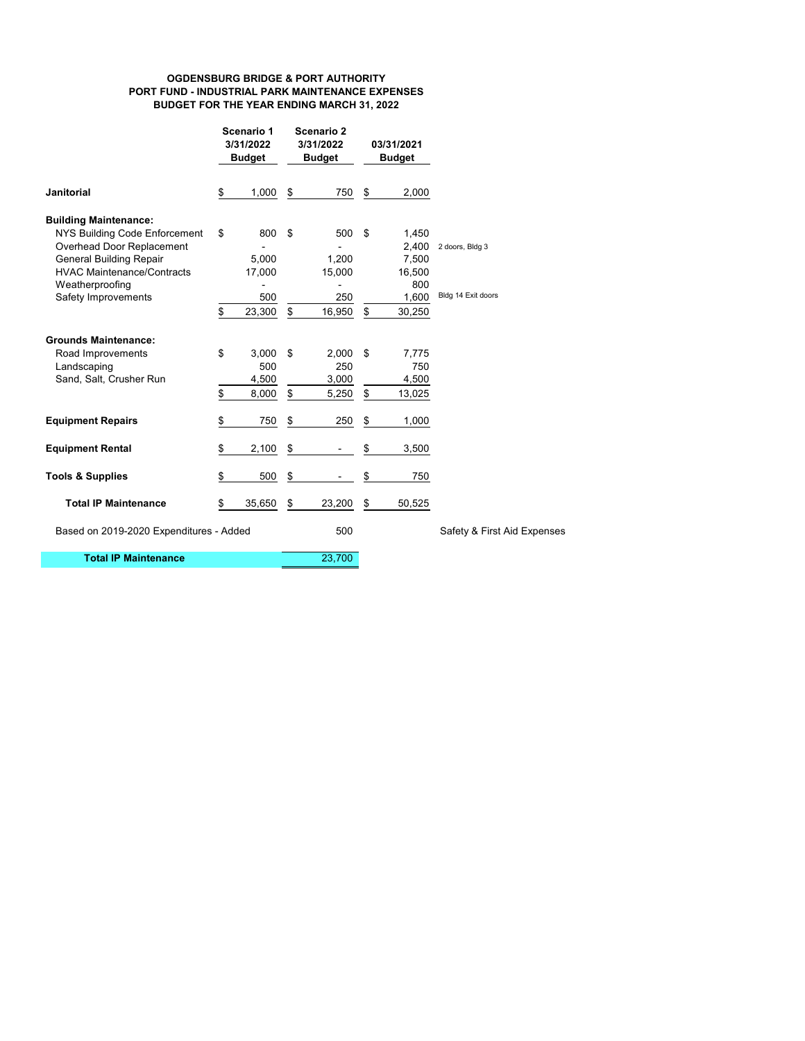**OGDENSBURG BRIDGE & PORT AUTHORITY**
**PORT FUND - INDUSTRIAL PARK MAINTENANCE EXPENSES**
**BUDGET FOR THE YEAR ENDING MARCH 31, 2022**

| | Scenario 1 3/31/2022 Budget | Scenario 2 3/31/2022 Budget | 03/31/2021 Budget | |
|---|---|---|---|---|
| **Janitorial** | $ 1,000 | $ 750 | $ 2,000 | |
| **Building Maintenance:** | | | | |
| NYS Building Code Enforcement | $ 800 | $ 500 | $ 1,450 | |
| Overhead Door Replacement | - | - | 2,400 | 2 doors, Bldg 3 |
| General Building Repair | 5,000 | 1,200 | 7,500 | |
| HVAC Maintenance/Contracts | 17,000 | 15,000 | 16,500 | |
| Weatherproofing | - | - | 800 | |
| Safety Improvements | 500 | 250 | 1,600 | Bldg 14 Exit doors |
| | $ 23,300 | $ 16,950 | $ 30,250 | |
| **Grounds Maintenance:** | | | | |
| Road Improvements | $ 3,000 | $ 2,000 | $ 7,775 | |
| Landscaping | 500 | 250 | 750 | |
| Sand, Salt, Crusher Run | 4,500 | 3,000 | 4,500 | |
| | $ 8,000 | $ 5,250 | $ 13,025 | |
| **Equipment Repairs** | $ 750 | $ 250 | $ 1,000 | |
| **Equipment Rental** | $ 2,100 | $ - | $ 3,500 | |
| **Tools & Supplies** | $ 500 | $ - | $ 750 | |
| **Total IP Maintenance** | $ 35,650 | $ 23,200 | $ 50,525 | |
| Based on 2019-2020 Expenditures - Added | | 500 | | Safety & First Aid Expenses |
| **Total IP Maintenance** | | 23,700 | | |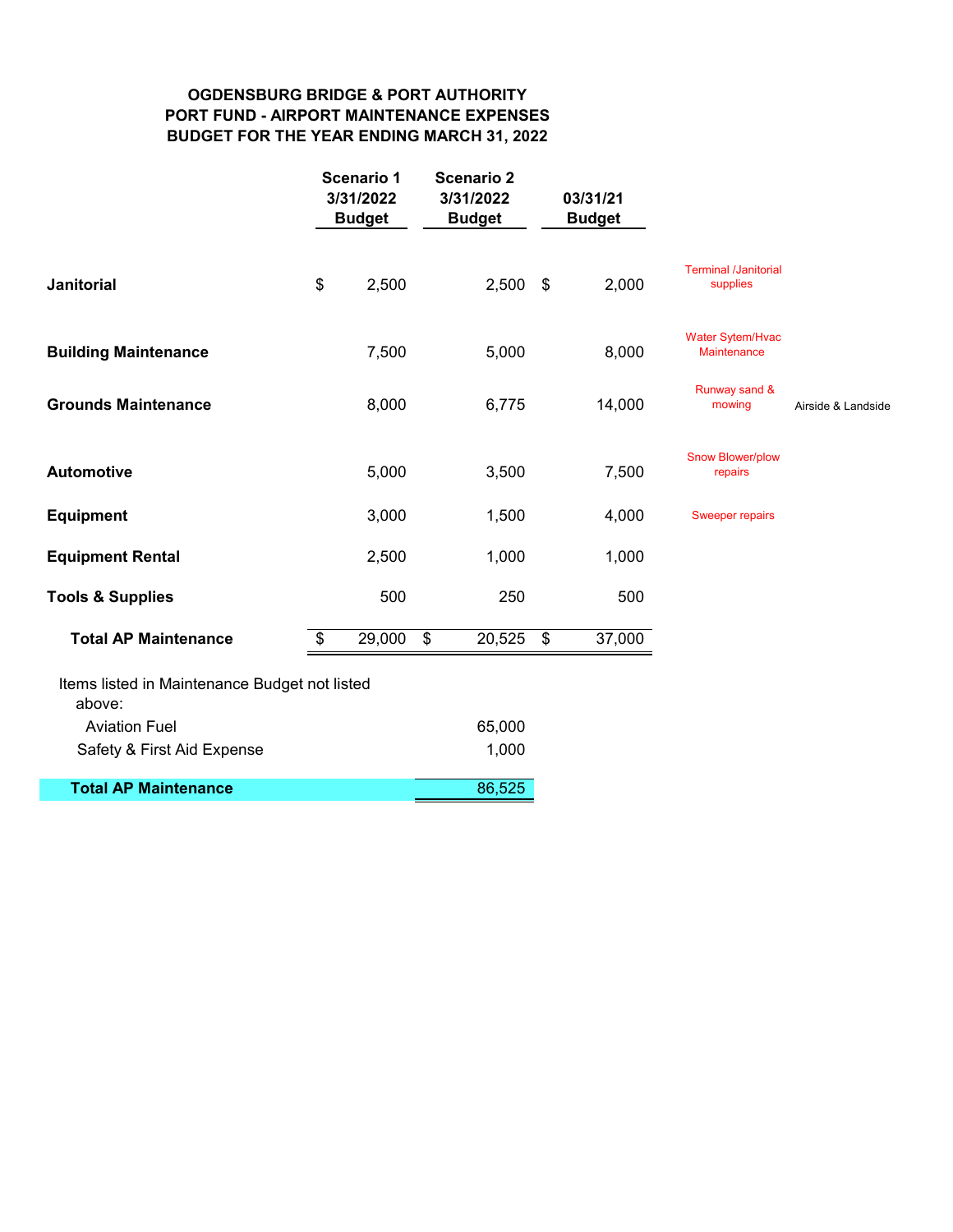**OGDENSBURG BRIDGE & PORT AUTHORITY**
**PORT FUND - AIRPORT MAINTENANCE EXPENSES**
**BUDGET FOR THE YEAR ENDING MARCH 31, 2022**

| | Scenario 1 3/31/2022 Budget | Scenario 2 3/31/2022 Budget | 03/31/21 Budget | | |
|---|---|---|---|---|---|
| **Janitorial** | $ 2,500 | 2,500 | $ 2,000 | Terminal /Janitorial supplies | |
| **Building Maintenance** | 7,500 | 5,000 | 8,000 | Water Sytem/Hvac Maintenance | |
| **Grounds Maintenance** | 8,000 | 6,775 | 14,000 | Runway sand & mowing | Airside & Landside |
| **Automotive** | 5,000 | 3,500 | 7,500 | Snow Blower/plow repairs | |
| **Equipment** | 3,000 | 1,500 | 4,000 | Sweeper repairs | |
| **Equipment Rental** | 2,500 | 1,000 | 1,000 | | |
| **Tools & Supplies** | 500 | 250 | 500 | | |
| **Total AP Maintenance** | $ 29,000 | $ 20,525 | $ 37,000 | | |

Items listed in Maintenance Budget not listed above:

| | |
|---|---|
| Aviation Fuel | 65,000 |
| Safety & First Aid Expense | 1,000 |
| **Total AP Maintenance** | 86,525 |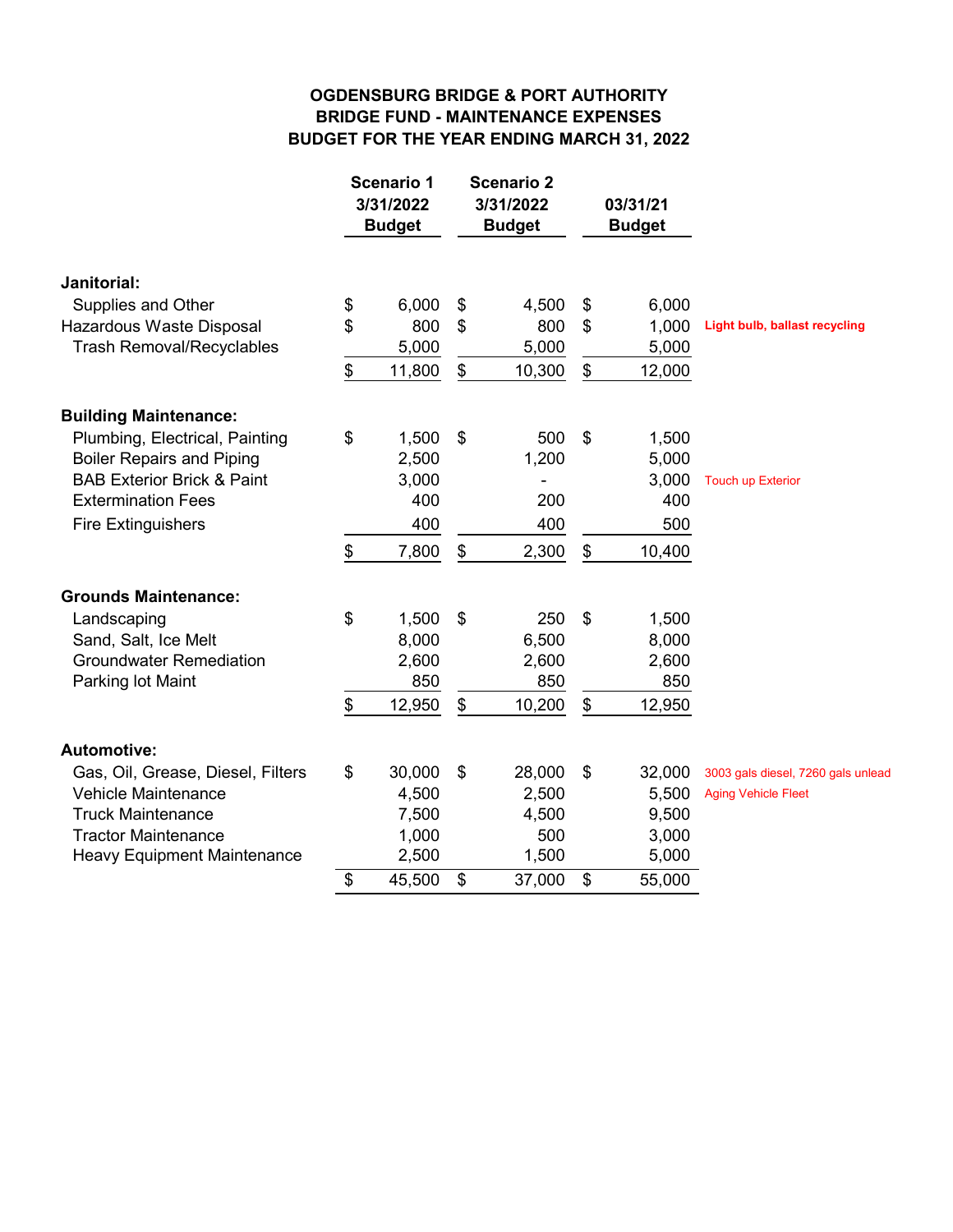# OGDENSBURG BRIDGE & PORT AUTHORITY
## BRIDGE FUND - MAINTENANCE EXPENSES
## BUDGET FOR THE YEAR ENDING MARCH 31, 2022

| | Scenario 1 3/31/2022 Budget | Scenario 2 3/31/2022 Budget | 03/31/21 Budget | |
|---|---|---|---|---|
| **Janitorial:** | | | | |
| Supplies and Other | $ 6,000 | $ 4,500 | $ 6,000 | |
| Hazardous Waste Disposal | $ 800 | $ 800 | $ 1,000 | **Light bulb, ballast recycling** |
| Trash Removal/Recyclables | 5,000 | 5,000 | 5,000 | |
| | $ 11,800 | $ 10,300 | $ 12,000 | |
| **Building Maintenance:** | | | | |
| Plumbing, Electrical, Painting | $ 1,500 | $ 500 | $ 1,500 | |
| Boiler Repairs and Piping | 2,500 | 1,200 | 5,000 | |
| BAB Exterior Brick & Paint | 3,000 | - | 3,000 | Touch up Exterior |
| Extermination Fees | 400 | 200 | 400 | |
| Fire Extinguishers | 400 | 400 | 500 | |
| | $ 7,800 | $ 2,300 | $ 10,400 | |
| **Grounds Maintenance:** | | | | |
| Landscaping | $ 1,500 | $ 250 | $ 1,500 | |
| Sand, Salt, Ice Melt | 8,000 | 6,500 | 8,000 | |
| Groundwater Remediation | 2,600 | 2,600 | 2,600 | |
| Parking lot Maint | 850 | 850 | 850 | |
| | $ 12,950 | $ 10,200 | $ 12,950 | |
| **Automotive:** | | | | |
| Gas, Oil, Grease, Diesel, Filters | $ 30,000 | $ 28,000 | $ 32,000 | 3003 gals diesel, 7260 gals unlead |
| Vehicle Maintenance | 4,500 | 2,500 | 5,500 | Aging Vehicle Fleet |
| Truck Maintenance | 7,500 | 4,500 | 9,500 | |
| Tractor Maintenance | 1,000 | 500 | 3,000 | |
| Heavy Equipment Maintenance | 2,500 | 1,500 | 5,000 | |
| | $ 45,500 | $ 37,000 | $ 55,000 | |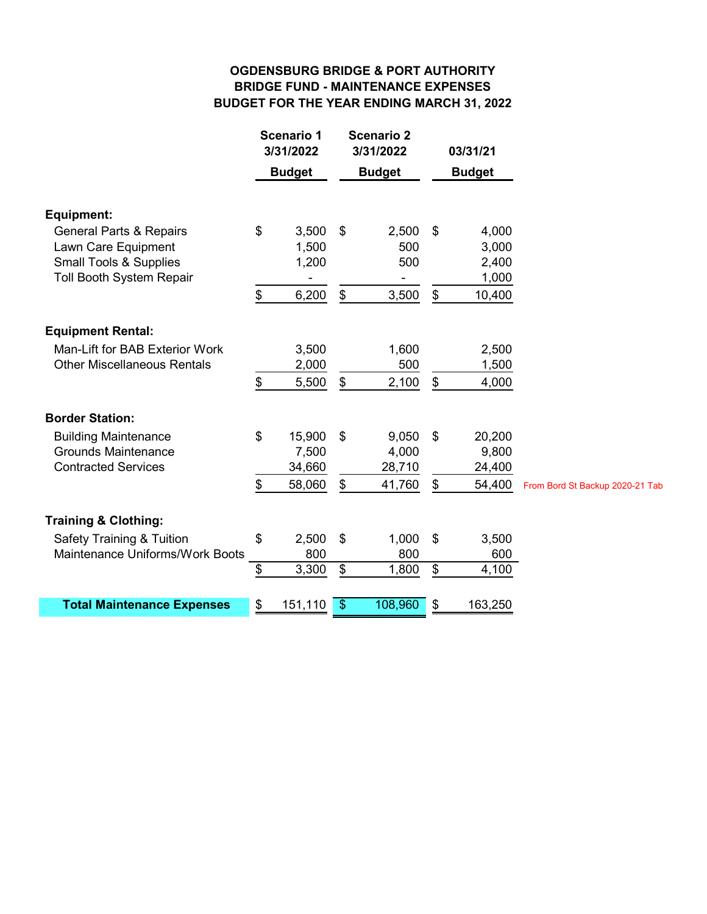# OGDENSBURG BRIDGE & PORT AUTHORITY
## BRIDGE FUND - MAINTENANCE EXPENSES
## BUDGET FOR THE YEAR ENDING MARCH 31, 2022

| | Scenario 1 3/31/2022 Budget | Scenario 2 3/31/2022 Budget | 03/31/21 Budget | |
|---|---|---|---|---|
| **Equipment:** | | | | |
| General Parts & Repairs | $ 3,500 | $ 2,500 | $ 4,000 | |
| Lawn Care Equipment | 1,500 | 500 | 3,000 | |
| Small Tools & Supplies | 1,200 | 500 | 2,400 | |
| Toll Booth System Repair | - | - | 1,000 | |
| | $ 6,200 | $ 3,500 | $ 10,400 | |
| **Equipment Rental:** | | | | |
| Man-Lift for BAB Exterior Work | 3,500 | 1,600 | 2,500 | |
| Other Miscellaneous Rentals | 2,000 | 500 | 1,500 | |
| | $ 5,500 | $ 2,100 | $ 4,000 | |
| **Border Station:** | | | | |
| Building Maintenance | $ 15,900 | $ 9,050 | $ 20,200 | |
| Grounds Maintenance | 7,500 | 4,000 | 9,800 | |
| Contracted Services | 34,660 | 28,710 | 24,400 | |
| | $ 58,060 | $ 41,760 | $ 54,400 | From Bord St Backup 2020-21 Tab |
| **Training & Clothing:** | | | | |
| Safety Training & Tuition | $ 2,500 | $ 1,000 | $ 3,500 | |
| Maintenance Uniforms/Work Boots | 800 | 800 | 600 | |
| | $ 3,300 | $ 1,800 | $ 4,100 | |
| **Total Maintenance Expenses** | $ 151,110 | $ 108,960 | $ 163,250 | |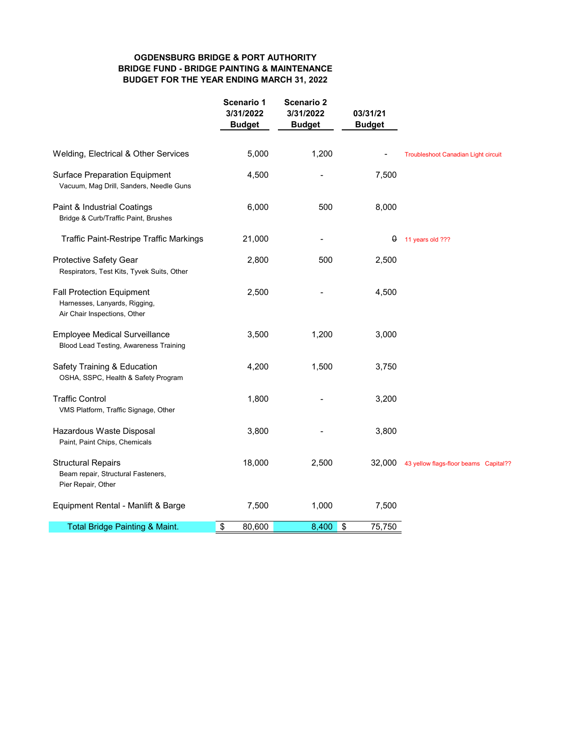**OGDENSBURG BRIDGE & PORT AUTHORITY**
**BRIDGE FUND - BRIDGE PAINTING & MAINTENANCE**
**BUDGET FOR THE YEAR ENDING MARCH 31, 2022**

| | Scenario 1 3/31/2022 Budget | Scenario 2 3/31/2022 Budget | 03/31/21 Budget | |
|---|---|---|---|---|
| Welding, Electrical & Other Services | 5,000 | 1,200 | - | Troubleshoot Canadian Light circuit |
| Surface Preparation Equipment<br>Vacuum, Mag Drill, Sanders, Needle Guns | 4,500 | - | 7,500 | |
| Paint & Industrial Coatings<br>Bridge & Curb/Traffic Paint, Brushes | 6,000 | 500 | 8,000 | |
| Traffic Paint-Restripe Traffic Markings | 21,000 | - | 0 | 11 years old ??? |
| Protective Safety Gear<br>Respirators, Test Kits, Tyvek Suits, Other | 2,800 | 500 | 2,500 | |
| Fall Protection Equipment<br>Harnesses, Lanyards, Rigging, Air Chair Inspections, Other | 2,500 | - | 4,500 | |
| Employee Medical Surveillance<br>Blood Lead Testing, Awareness Training | 3,500 | 1,200 | 3,000 | |
| Safety Training & Education<br>OSHA, SSPC, Health & Safety Program | 4,200 | 1,500 | 3,750 | |
| Traffic Control<br>VMS Platform, Traffic Signage, Other | 1,800 | - | 3,200 | |
| Hazardous Waste Disposal<br>Paint, Paint Chips, Chemicals | 3,800 | - | 3,800 | |
| Structural Repairs<br>Beam repair, Structural Fasteners, Pier Repair, Other | 18,000 | 2,500 | 32,000 | 43 yellow flags-floor beams Capital?? |
| Equipment Rental - Manlift & Barge | 7,500 | 1,000 | 7,500 | |
| Total Bridge Painting & Maint. | $ 80,600 | 8,400 | $ 75,750 | |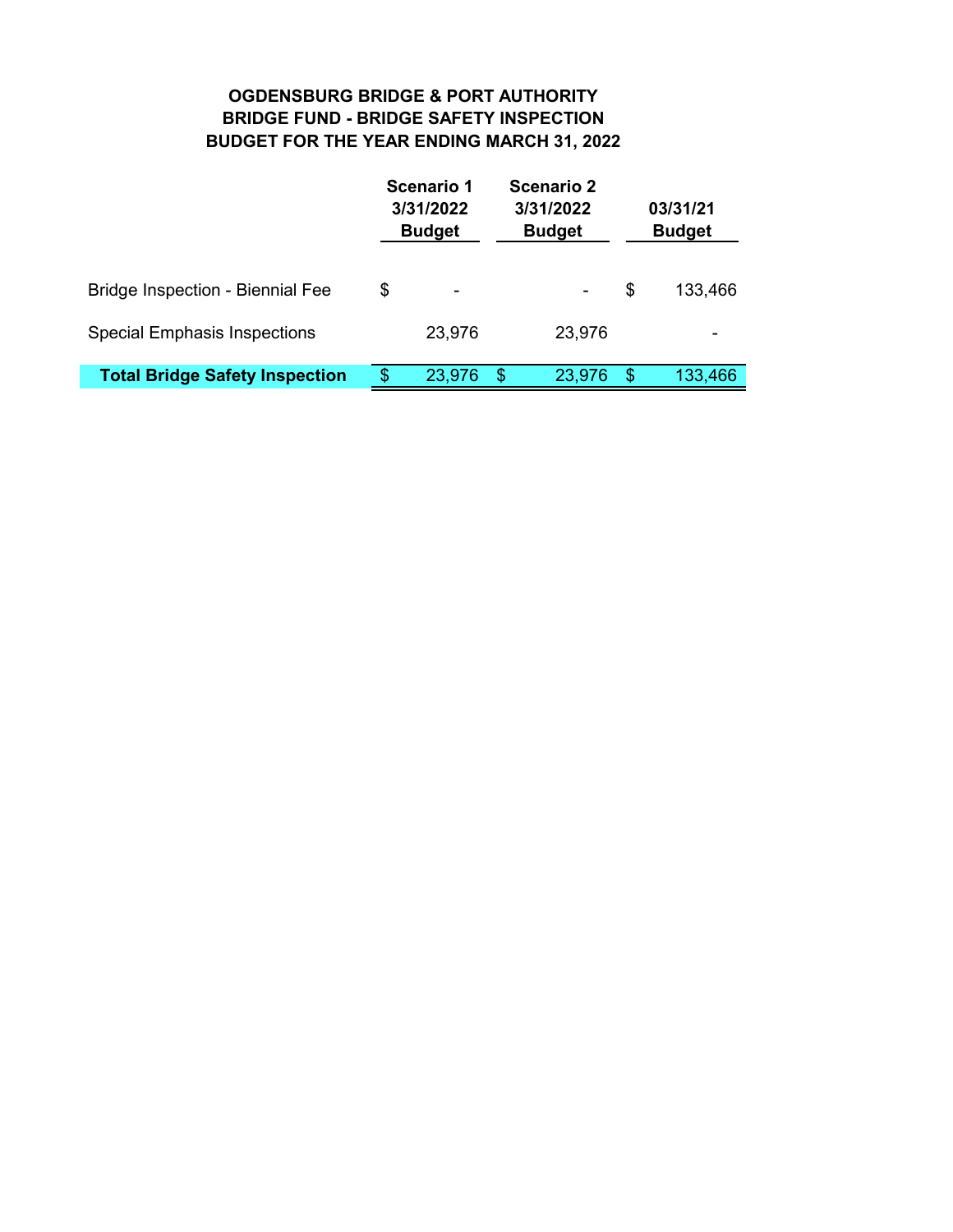**OGDENSBURG BRIDGE & PORT AUTHORITY**
**BRIDGE FUND - BRIDGE SAFETY INSPECTION**
**BUDGET FOR THE YEAR ENDING MARCH 31, 2022**

| | Scenario 1 3/31/2022 Budget | Scenario 2 3/31/2022 Budget | 03/31/21 Budget |
|---|---|---|---|
| Bridge Inspection - Biennial Fee | $ - | - | $ 133,466 |
| Special Emphasis Inspections | 23,976 | 23,976 | - |
| **Total Bridge Safety Inspection** | $ 23,976 | $ 23,976 | $ 133,466 |